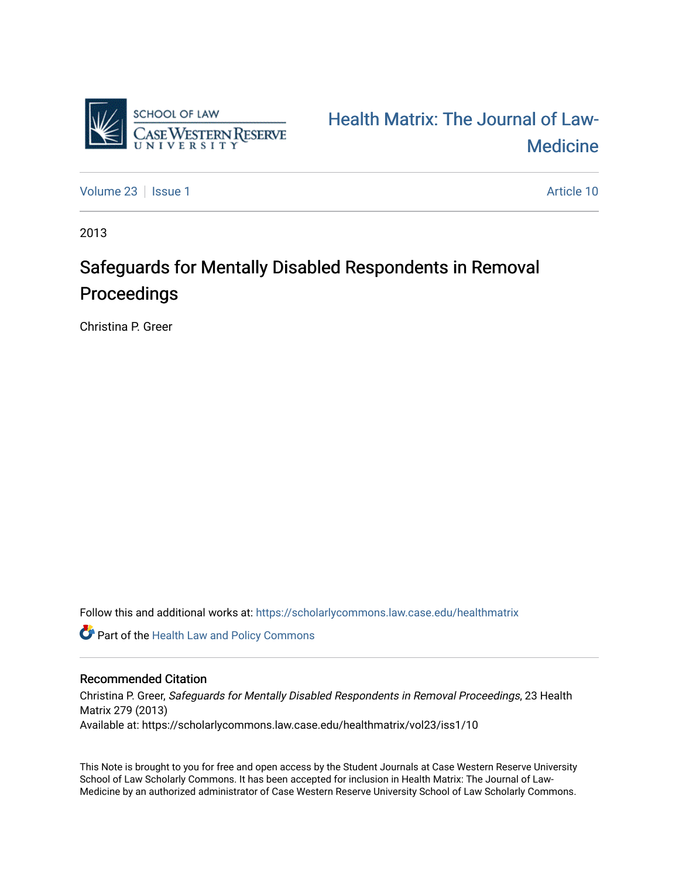SCHOOL OF LAW
CASE WESTERN RESERVE
UNIVERSITY

Health Matrix: The Journal of Law-Medicine

Volume 23 | Issue 1 | Article 10

2013

# Safeguards for Mentally Disabled Respondents in Removal Proceedings

Christina P. Greer

Follow this and additional works at: https://scholarlycommons.law.case.edu/healthmatrix

Part of the Health Law and Policy Commons

## Recommended Citation

Christina P. Greer, *Safeguards for Mentally Disabled Respondents in Removal Proceedings*, 23 Health Matrix 279 (2013)
Available at: https://scholarlycommons.law.case.edu/healthmatrix/vol23/iss1/10

This Note is brought to you for free and open access by the Student Journals at Case Western Reserve University School of Law Scholarly Commons. It has been accepted for inclusion in Health Matrix: The Journal of Law-Medicine by an authorized administrator of Case Western Reserve University School of Law Scholarly Commons.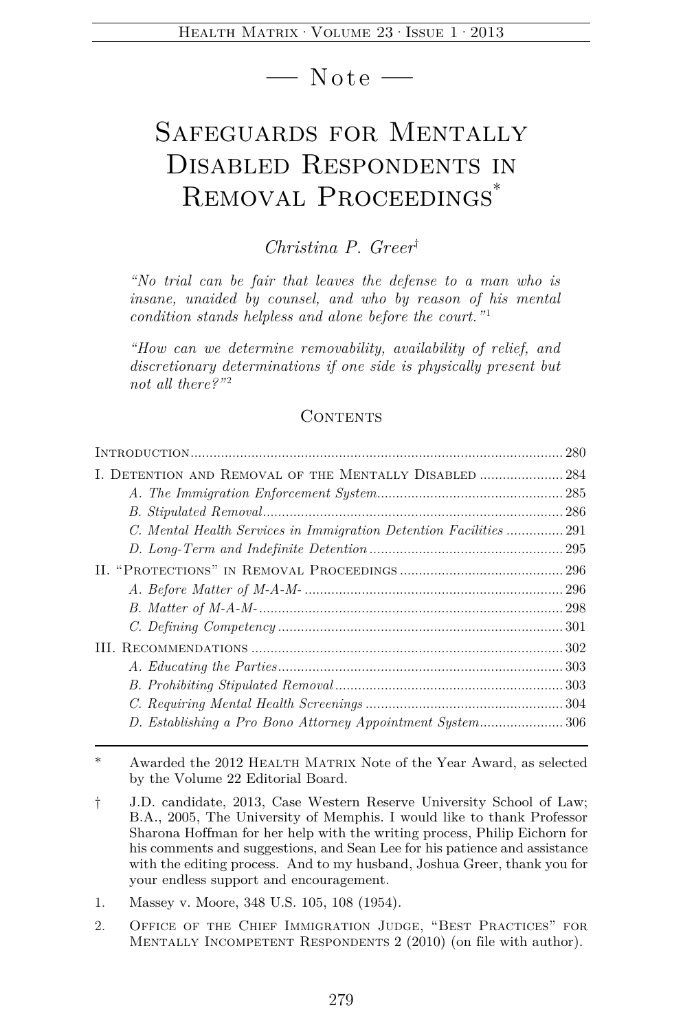— Note —

# Safeguards for Mentally Disabled Respondents in Removal Proceedings[*]

*Christina P. Greer*[†]

> *"No trial can be fair that leaves the defense to a man who is insane, unaided by counsel, and who by reason of his mental condition stands helpless and alone before the court."*[1]

> *"How can we determine removability, availability of relief, and discretionary determinations if one side is physically present but not all there?"*[2]

## Contents

Introduction ..... 280

I. Detention and Removal of the Mentally Disabled ..... 284
- *A. The Immigration Enforcement System* ..... 285
- *B. Stipulated Removal* ..... 286
- *C. Mental Health Services in Immigration Detention Facilities* ..... 291
- *D. Long-Term and Indefinite Detention* ..... 295

II. "Protections" in Removal Proceedings ..... 296
- *A. Before Matter of M-A-M-* ..... 296
- *B. Matter of M-A-M-* ..... 298
- *C. Defining Competency* ..... 301

III. Recommendations ..... 302
- *A. Educating the Parties* ..... 303
- *B. Prohibiting Stipulated Removal* ..... 303
- *C. Requiring Mental Health Screenings* ..... 304
- *D. Establishing a Pro Bono Attorney Appointment System* ..... 306

---

\* Awarded the 2012 Health Matrix Note of the Year Award, as selected by the Volume 22 Editorial Board.

† J.D. candidate, 2013, Case Western Reserve University School of Law; B.A., 2005, The University of Memphis. I would like to thank Professor Sharona Hoffman for her help with the writing process, Philip Eichorn for his comments and suggestions, and Sean Lee for his patience and assistance with the editing process. And to my husband, Joshua Greer, thank you for your endless support and encouragement.

1. Massey v. Moore, 348 U.S. 105, 108 (1954).

2. Office of the Chief Immigration Judge, "Best Practices" for Mentally Incompetent Respondents 2 (2010) (on file with author).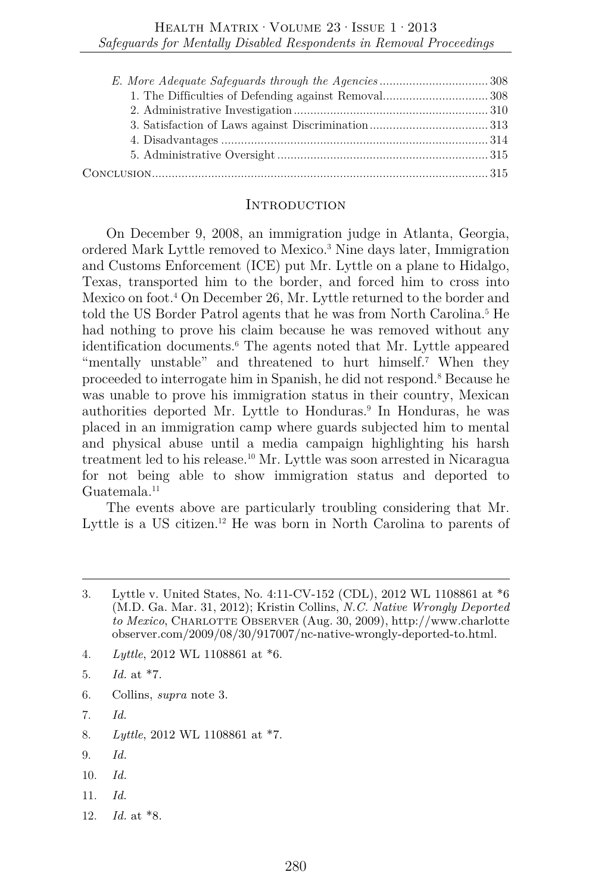*E. More Adequate Safeguards through the Agencies* ................................ 308

1. The Difficulties of Defending against Removal................................ 308
2. Administrative Investigation .......................................................... 310
3. Satisfaction of Laws against Discrimination ................................... 313
4. Disadvantages ................................................................................ 314
5. Administrative Oversight ............................................................... 315

Conclusion..................................................................................................... 315

## Introduction

On December 9, 2008, an immigration judge in Atlanta, Georgia, ordered Mark Lyttle removed to Mexico.[3] Nine days later, Immigration and Customs Enforcement (ICE) put Mr. Lyttle on a plane to Hidalgo, Texas, transported him to the border, and forced him to cross into Mexico on foot.[4] On December 26, Mr. Lyttle returned to the border and told the US Border Patrol agents that he was from North Carolina.[5] He had nothing to prove his claim because he was removed without any identification documents.[6] The agents noted that Mr. Lyttle appeared "mentally unstable" and threatened to hurt himself.[7] When they proceeded to interrogate him in Spanish, he did not respond.[8] Because he was unable to prove his immigration status in their country, Mexican authorities deported Mr. Lyttle to Honduras.[9] In Honduras, he was placed in an immigration camp where guards subjected him to mental and physical abuse until a media campaign highlighting his harsh treatment led to his release.[10] Mr. Lyttle was soon arrested in Nicaragua for not being able to show immigration status and deported to Guatemala.[11]

The events above are particularly troubling considering that Mr. Lyttle is a US citizen.[12] He was born in North Carolina to parents of

---

3. Lyttle v. United States, No. 4:11-CV-152 (CDL), 2012 WL 1108861 at *6 (M.D. Ga. Mar. 31, 2012); Kristin Collins, *N.C. Native Wrongly Deported to Mexico*, Charlotte Observer (Aug. 30, 2009), http://www.charlotteobserver.com/2009/08/30/917007/nc-native-wrongly-deported-to.html.
4. *Lyttle*, 2012 WL 1108861 at *6.
5. *Id.* at *7.
6. Collins, *supra* note 3.
7. *Id.*
8. *Lyttle*, 2012 WL 1108861 at *7.
9. *Id.*
10. *Id.*
11. *Id.*
12. *Id.* at *8.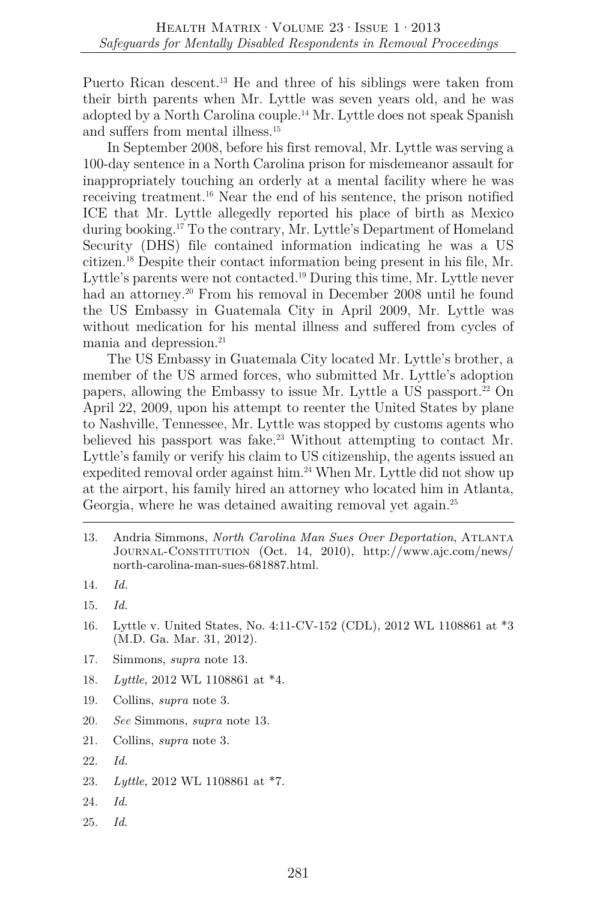Puerto Rican descent.[13] He and three of his siblings were taken from their birth parents when Mr. Lyttle was seven years old, and he was adopted by a North Carolina couple.[14] Mr. Lyttle does not speak Spanish and suffers from mental illness.[15]

In September 2008, before his first removal, Mr. Lyttle was serving a 100-day sentence in a North Carolina prison for misdemeanor assault for inappropriately touching an orderly at a mental facility where he was receiving treatment.[16] Near the end of his sentence, the prison notified ICE that Mr. Lyttle allegedly reported his place of birth as Mexico during booking.[17] To the contrary, Mr. Lyttle's Department of Homeland Security (DHS) file contained information indicating he was a US citizen.[18] Despite their contact information being present in his file, Mr. Lyttle's parents were not contacted.[19] During this time, Mr. Lyttle never had an attorney.[20] From his removal in December 2008 until he found the US Embassy in Guatemala City in April 2009, Mr. Lyttle was without medication for his mental illness and suffered from cycles of mania and depression.[21]

The US Embassy in Guatemala City located Mr. Lyttle's brother, a member of the US armed forces, who submitted Mr. Lyttle's adoption papers, allowing the Embassy to issue Mr. Lyttle a US passport.[22] On April 22, 2009, upon his attempt to reenter the United States by plane to Nashville, Tennessee, Mr. Lyttle was stopped by customs agents who believed his passport was fake.[23] Without attempting to contact Mr. Lyttle's family or verify his claim to US citizenship, the agents issued an expedited removal order against him.[24] When Mr. Lyttle did not show up at the airport, his family hired an attorney who located him in Atlanta, Georgia, where he was detained awaiting removal yet again.[25]

---

13. Andria Simmons, *North Carolina Man Sues Over Deportation*, Atlanta Journal-Constitution (Oct. 14, 2010), http://www.ajc.com/news/north-carolina-man-sues-681887.html.
14. *Id.*
15. *Id.*
16. Lyttle v. United States, No. 4:11-CV-152 (CDL), 2012 WL 1108861 at *3 (M.D. Ga. Mar. 31, 2012).
17. Simmons, *supra* note 13.
18. *Lyttle*, 2012 WL 1108861 at *4.
19. Collins, *supra* note 3.
20. *See* Simmons, *supra* note 13.
21. Collins, *supra* note 3.
22. *Id.*
23. *Lyttle*, 2012 WL 1108861 at *7.
24. *Id.*
25. *Id.*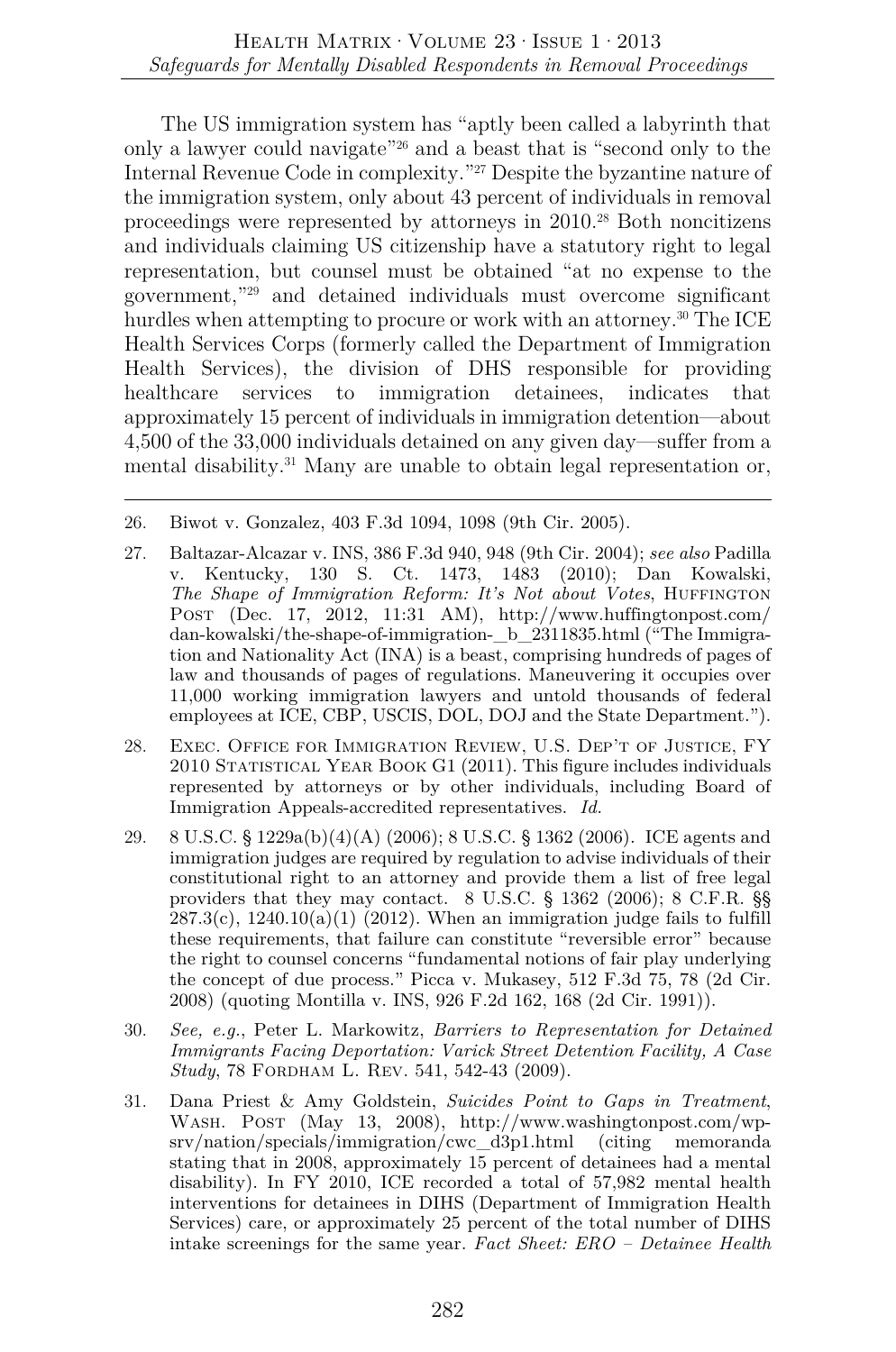The US immigration system has "aptly been called a labyrinth that only a lawyer could navigate"[26] and a beast that is "second only to the Internal Revenue Code in complexity."[27] Despite the byzantine nature of the immigration system, only about 43 percent of individuals in removal proceedings were represented by attorneys in 2010.[28] Both noncitizens and individuals claiming US citizenship have a statutory right to legal representation, but counsel must be obtained "at no expense to the government,"[29] and detained individuals must overcome significant hurdles when attempting to procure or work with an attorney.[30] The ICE Health Services Corps (formerly called the Department of Immigration Health Services), the division of DHS responsible for providing healthcare services to immigration detainees, indicates that approximately 15 percent of individuals in immigration detention—about 4,500 of the 33,000 individuals detained on any given day—suffer from a mental disability.[31] Many are unable to obtain legal representation or,

---

26. Biwot v. Gonzalez, 403 F.3d 1094, 1098 (9th Cir. 2005).

27. Baltazar-Alcazar v. INS, 386 F.3d 940, 948 (9th Cir. 2004); *see also* Padilla v. Kentucky, 130 S. Ct. 1473, 1483 (2010); Dan Kowalski, *The Shape of Immigration Reform: It's Not about Votes*, HUFFINGTON POST (Dec. 17, 2012, 11:31 AM), http://www.huffingtonpost.com/dan-kowalski/the-shape-of-immigration-_b_2311835.html ("The Immigration and Nationality Act (INA) is a beast, comprising hundreds of pages of law and thousands of pages of regulations. Maneuvering it occupies over 11,000 working immigration lawyers and untold thousands of federal employees at ICE, CBP, USCIS, DOL, DOJ and the State Department.").

28. EXEC. OFFICE FOR IMMIGRATION REVIEW, U.S. DEP'T OF JUSTICE, FY 2010 STATISTICAL YEAR BOOK G1 (2011). This figure includes individuals represented by attorneys or by other individuals, including Board of Immigration Appeals-accredited representatives. *Id.*

29. 8 U.S.C. § 1229a(b)(4)(A) (2006); 8 U.S.C. § 1362 (2006). ICE agents and immigration judges are required by regulation to advise individuals of their constitutional right to an attorney and provide them a list of free legal providers that they may contact. 8 U.S.C. § 1362 (2006); 8 C.F.R. §§ 287.3(c), 1240.10(a)(1) (2012). When an immigration judge fails to fulfill these requirements, that failure can constitute "reversible error" because the right to counsel concerns "fundamental notions of fair play underlying the concept of due process." Picca v. Mukasey, 512 F.3d 75, 78 (2d Cir. 2008) (quoting Montilla v. INS, 926 F.2d 162, 168 (2d Cir. 1991)).

30. *See, e.g.*, Peter L. Markowitz, *Barriers to Representation for Detained Immigrants Facing Deportation: Varick Street Detention Facility, A Case Study*, 78 FORDHAM L. REV. 541, 542-43 (2009).

31. Dana Priest & Amy Goldstein, *Suicides Point to Gaps in Treatment*, WASH. POST (May 13, 2008), http://www.washingtonpost.com/wp-srv/nation/specials/immigration/cwc_d3p1.html (citing memoranda stating that in 2008, approximately 15 percent of detainees had a mental disability). In FY 2010, ICE recorded a total of 57,982 mental health interventions for detainees in DIHS (Department of Immigration Health Services) care, or approximately 25 percent of the total number of DIHS intake screenings for the same year. *Fact Sheet: ERO – Detainee Health*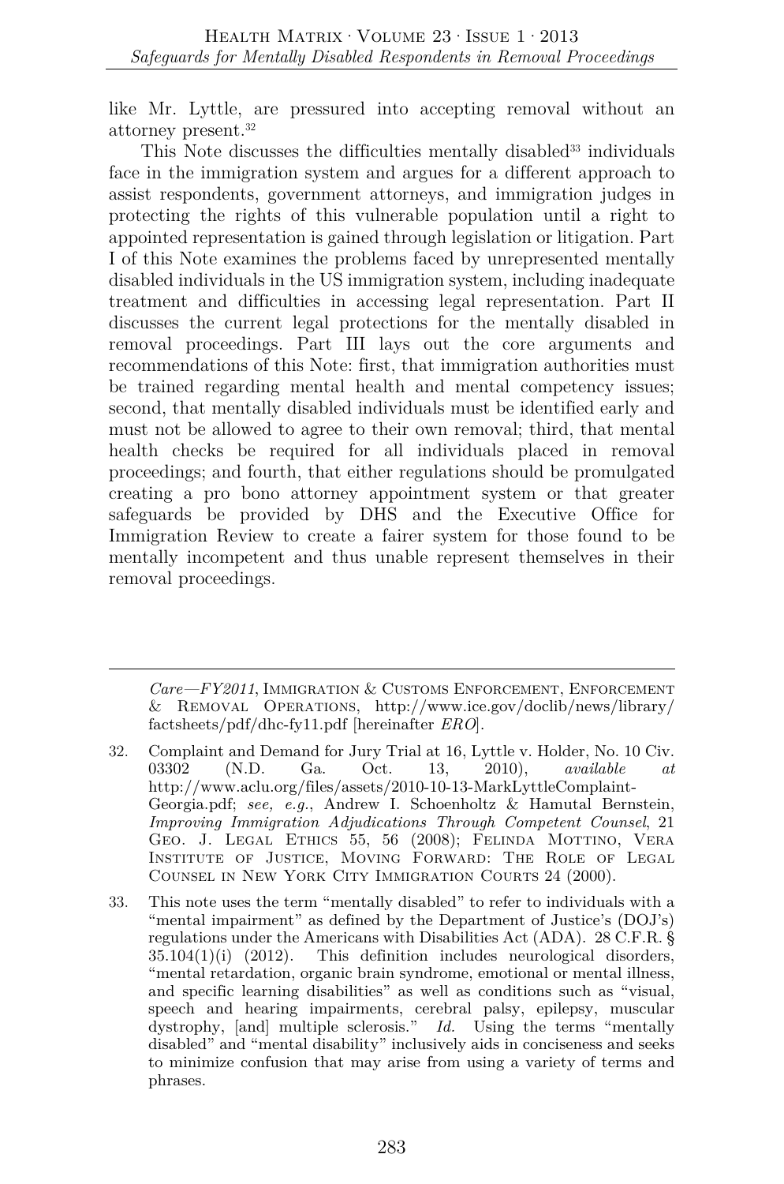like Mr. Lyttle, are pressured into accepting removal without an attorney present.[32]

This Note discusses the difficulties mentally disabled[33] individuals face in the immigration system and argues for a different approach to assist respondents, government attorneys, and immigration judges in protecting the rights of this vulnerable population until a right to appointed representation is gained through legislation or litigation. Part I of this Note examines the problems faced by unrepresented mentally disabled individuals in the US immigration system, including inadequate treatment and difficulties in accessing legal representation. Part II discusses the current legal protections for the mentally disabled in removal proceedings. Part III lays out the core arguments and recommendations of this Note: first, that immigration authorities must be trained regarding mental health and mental competency issues; second, that mentally disabled individuals must be identified early and must not be allowed to agree to their own removal; third, that mental health checks be required for all individuals placed in removal proceedings; and fourth, that either regulations should be promulgated creating a pro bono attorney appointment system or that greater safeguards be provided by DHS and the Executive Office for Immigration Review to create a fairer system for those found to be mentally incompetent and thus unable represent themselves in their removal proceedings.

---

*Care—FY2011*, IMMIGRATION & CUSTOMS ENFORCEMENT, ENFORCEMENT & REMOVAL OPERATIONS, http://www.ice.gov/doclib/news/library/factsheets/pdf/dhc-fy11.pdf [hereinafter *ERO*].

32. Complaint and Demand for Jury Trial at 16, Lyttle v. Holder, No. 10 Civ. 03302 (N.D. Ga. Oct. 13, 2010), *available at* http://www.aclu.org/files/assets/2010-10-13-MarkLyttleComplaint-Georgia.pdf; *see, e.g.*, Andrew I. Schoenholtz & Hamutal Bernstein, *Improving Immigration Adjudications Through Competent Counsel*, 21 GEO. J. LEGAL ETHICS 55, 56 (2008); FELINDA MOTTINO, VERA INSTITUTE OF JUSTICE, MOVING FORWARD: THE ROLE OF LEGAL COUNSEL IN NEW YORK CITY IMMIGRATION COURTS 24 (2000).

33. This note uses the term "mentally disabled" to refer to individuals with a "mental impairment" as defined by the Department of Justice's (DOJ's) regulations under the Americans with Disabilities Act (ADA). 28 C.F.R. § 35.104(1)(i) (2012). This definition includes neurological disorders, "mental retardation, organic brain syndrome, emotional or mental illness, and specific learning disabilities" as well as conditions such as "visual, speech and hearing impairments, cerebral palsy, epilepsy, muscular dystrophy, [and] multiple sclerosis." *Id.* Using the terms "mentally disabled" and "mental disability" inclusively aids in conciseness and seeks to minimize confusion that may arise from using a variety of terms and phrases.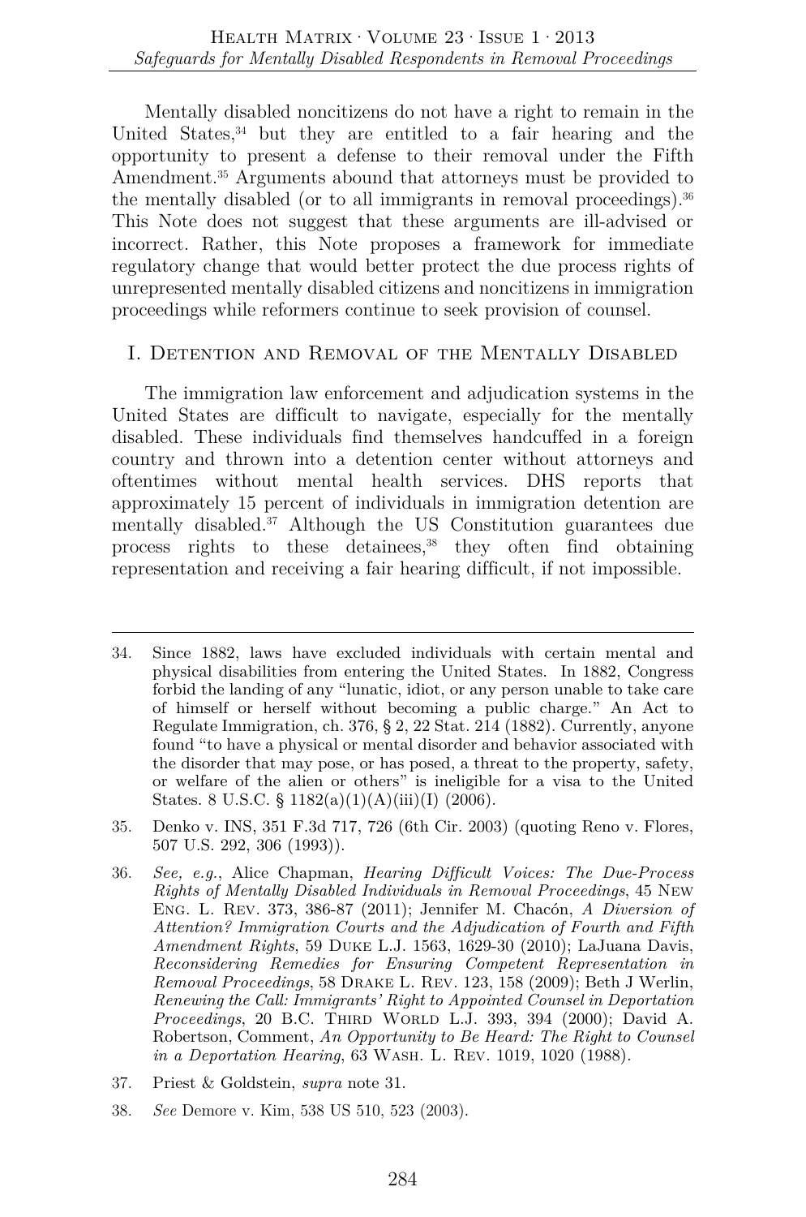Mentally disabled noncitizens do not have a right to remain in the United States,[34] but they are entitled to a fair hearing and the opportunity to present a defense to their removal under the Fifth Amendment.[35] Arguments abound that attorneys must be provided to the mentally disabled (or to all immigrants in removal proceedings).[36] This Note does not suggest that these arguments are ill-advised or incorrect. Rather, this Note proposes a framework for immediate regulatory change that would better protect the due process rights of unrepresented mentally disabled citizens and noncitizens in immigration proceedings while reformers continue to seek provision of counsel.

## I. Detention and Removal of the Mentally Disabled

The immigration law enforcement and adjudication systems in the United States are difficult to navigate, especially for the mentally disabled. These individuals find themselves handcuffed in a foreign country and thrown into a detention center without attorneys and oftentimes without mental health services. DHS reports that approximately 15 percent of individuals in immigration detention are mentally disabled.[37] Although the US Constitution guarantees due process rights to these detainees,[38] they often find obtaining representation and receiving a fair hearing difficult, if not impossible.

---

34. Since 1882, laws have excluded individuals with certain mental and physical disabilities from entering the United States. In 1882, Congress forbid the landing of any "lunatic, idiot, or any person unable to take care of himself or herself without becoming a public charge." An Act to Regulate Immigration, ch. 376, § 2, 22 Stat. 214 (1882). Currently, anyone found "to have a physical or mental disorder and behavior associated with the disorder that may pose, or has posed, a threat to the property, safety, or welfare of the alien or others" is ineligible for a visa to the United States. 8 U.S.C. § 1182(a)(1)(A)(iii)(I) (2006).

35. Denko v. INS, 351 F.3d 717, 726 (6th Cir. 2003) (quoting Reno v. Flores, 507 U.S. 292, 306 (1993)).

36. *See, e.g.*, Alice Chapman, *Hearing Difficult Voices: The Due-Process Rights of Mentally Disabled Individuals in Removal Proceedings*, 45 New Eng. L. Rev. 373, 386-87 (2011); Jennifer M. Chacón, *A Diversion of Attention? Immigration Courts and the Adjudication of Fourth and Fifth Amendment Rights*, 59 Duke L.J. 1563, 1629-30 (2010); LaJuana Davis, *Reconsidering Remedies for Ensuring Competent Representation in Removal Proceedings*, 58 Drake L. Rev. 123, 158 (2009); Beth J Werlin, *Renewing the Call: Immigrants' Right to Appointed Counsel in Deportation Proceedings*, 20 B.C. Third World L.J. 393, 394 (2000); David A. Robertson, Comment, *An Opportunity to Be Heard: The Right to Counsel in a Deportation Hearing*, 63 Wash. L. Rev. 1019, 1020 (1988).

37. Priest & Goldstein, *supra* note 31.

38. *See* Demore v. Kim, 538 US 510, 523 (2003).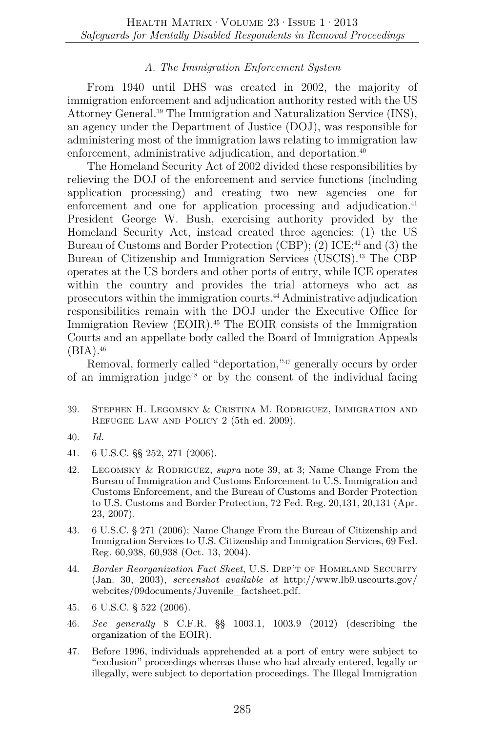### *A. The Immigration Enforcement System*

From 1940 until DHS was created in 2002, the majority of immigration enforcement and adjudication authority rested with the US Attorney General.[39] The Immigration and Naturalization Service (INS), an agency under the Department of Justice (DOJ), was responsible for administering most of the immigration laws relating to immigration law enforcement, administrative adjudication, and deportation.[40]

The Homeland Security Act of 2002 divided these responsibilities by relieving the DOJ of the enforcement and service functions (including application processing) and creating two new agencies—one for enforcement and one for application processing and adjudication.[41] President George W. Bush, exercising authority provided by the Homeland Security Act, instead created three agencies: (1) the US Bureau of Customs and Border Protection (CBP); (2) ICE;[42] and (3) the Bureau of Citizenship and Immigration Services (USCIS).[43] The CBP operates at the US borders and other ports of entry, while ICE operates within the country and provides the trial attorneys who act as prosecutors within the immigration courts.[44] Administrative adjudication responsibilities remain with the DOJ under the Executive Office for Immigration Review (EOIR).[45] The EOIR consists of the Immigration Courts and an appellate body called the Board of Immigration Appeals (BIA).[46]

Removal, formerly called "deportation,"[47] generally occurs by order of an immigration judge[48] or by the consent of the individual facing

---

39. Stephen H. Legomsky & Cristina M. Rodriguez, Immigration and Refugee Law and Policy 2 (5th ed. 2009).

40. *Id.*

41. 6 U.S.C. §§ 252, 271 (2006).

42. Legomsky & Rodriguez, *supra* note 39, at 3; Name Change From the Bureau of Immigration and Customs Enforcement to U.S. Immigration and Customs Enforcement, and the Bureau of Customs and Border Protection to U.S. Customs and Border Protection, 72 Fed. Reg. 20,131, 20,131 (Apr. 23, 2007).

43. 6 U.S.C. § 271 (2006); Name Change From the Bureau of Citizenship and Immigration Services to U.S. Citizenship and Immigration Services, 69 Fed. Reg. 60,938, 60,938 (Oct. 13, 2004).

44. *Border Reorganization Fact Sheet*, U.S. Dep't of Homeland Security (Jan. 30, 2003), *screenshot available at* http://www.lb9.uscourts.gov/webcites/09documents/Juvenile_factsheet.pdf.

45. 6 U.S.C. § 522 (2006).

46. *See generally* 8 C.F.R. §§ 1003.1, 1003.9 (2012) (describing the organization of the EOIR).

47. Before 1996, individuals apprehended at a port of entry were subject to "exclusion" proceedings whereas those who had already entered, legally or illegally, were subject to deportation proceedings. The Illegal Immigration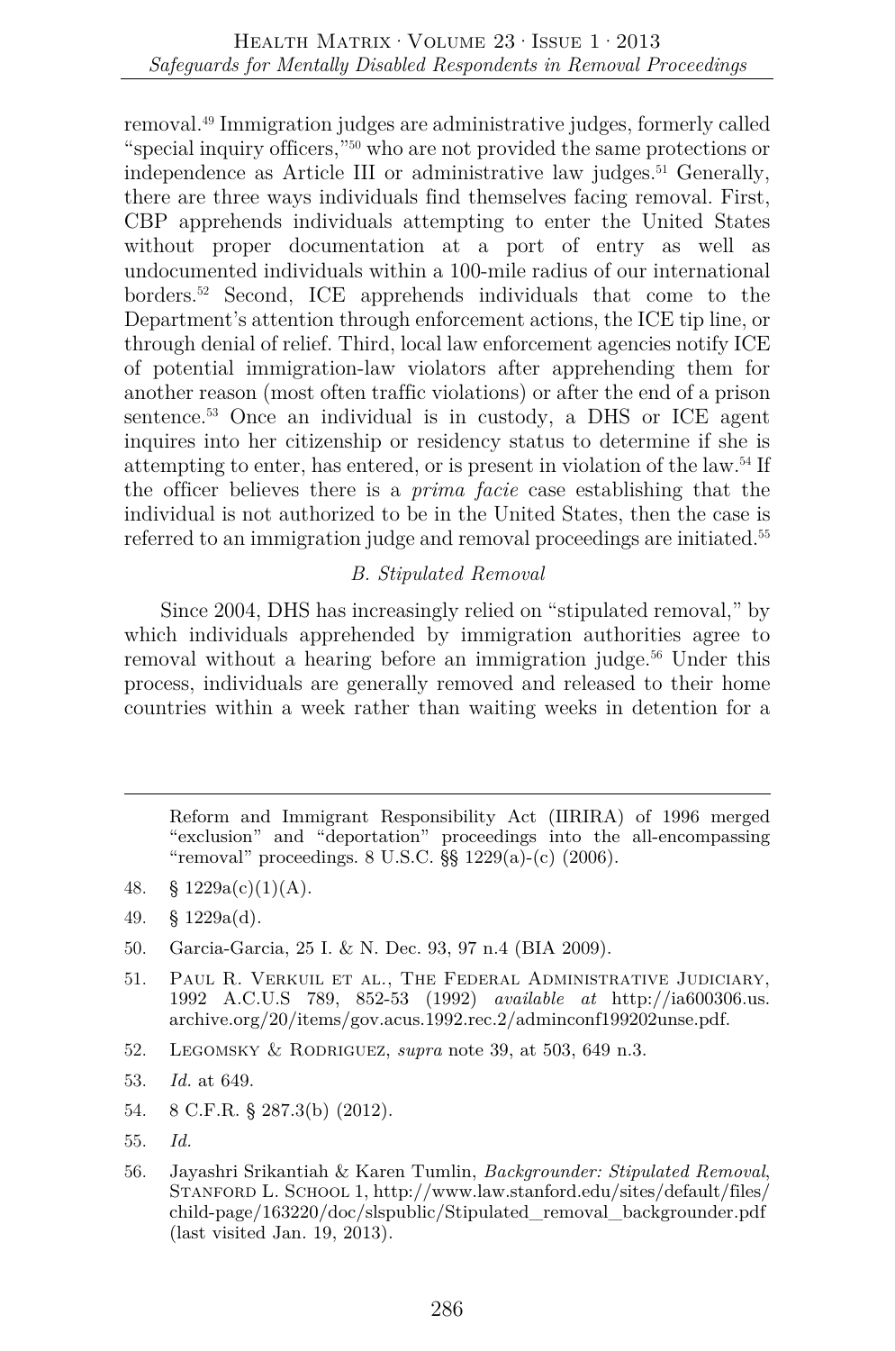removal.[49] Immigration judges are administrative judges, formerly called "special inquiry officers,"[50] who are not provided the same protections or independence as Article III or administrative law judges.[51] Generally, there are three ways individuals find themselves facing removal. First, CBP apprehends individuals attempting to enter the United States without proper documentation at a port of entry as well as undocumented individuals within a 100-mile radius of our international borders.[52] Second, ICE apprehends individuals that come to the Department's attention through enforcement actions, the ICE tip line, or through denial of relief. Third, local law enforcement agencies notify ICE of potential immigration-law violators after apprehending them for another reason (most often traffic violations) or after the end of a prison sentence.[53] Once an individual is in custody, a DHS or ICE agent inquires into her citizenship or residency status to determine if she is attempting to enter, has entered, or is present in violation of the law.[54] If the officer believes there is a *prima facie* case establishing that the individual is not authorized to be in the United States, then the case is referred to an immigration judge and removal proceedings are initiated.[55]

### *B. Stipulated Removal*

Since 2004, DHS has increasingly relied on "stipulated removal," by which individuals apprehended by immigration authorities agree to removal without a hearing before an immigration judge.[56] Under this process, individuals are generally removed and released to their home countries within a week rather than waiting weeks in detention for a

---

Reform and Immigrant Responsibility Act (IIRIRA) of 1996 merged "exclusion" and "deportation" proceedings into the all-encompassing "removal" proceedings. 8 U.S.C. §§ 1229(a)-(c) (2006).

48. § 1229a(c)(1)(A).

49. § 1229a(d).

50. Garcia-Garcia, 25 I. & N. Dec. 93, 97 n.4 (BIA 2009).

51. Paul R. Verkuil et al., The Federal Administrative Judiciary, 1992 A.C.U.S 789, 852-53 (1992) *available at* http://ia600306.us.archive.org/20/items/gov.acus.1992.rec.2/adminconf199202unse.pdf.

52. Legomsky & Rodriguez, *supra* note 39, at 503, 649 n.3.

53. *Id.* at 649.

54. 8 C.F.R. § 287.3(b) (2012).

55. *Id.*

56. Jayashri Srikantiah & Karen Tumlin, *Backgrounder: Stipulated Removal*, Stanford L. School 1, http://www.law.stanford.edu/sites/default/files/child-page/163220/doc/slspublic/Stipulated_removal_backgrounder.pdf (last visited Jan. 19, 2013).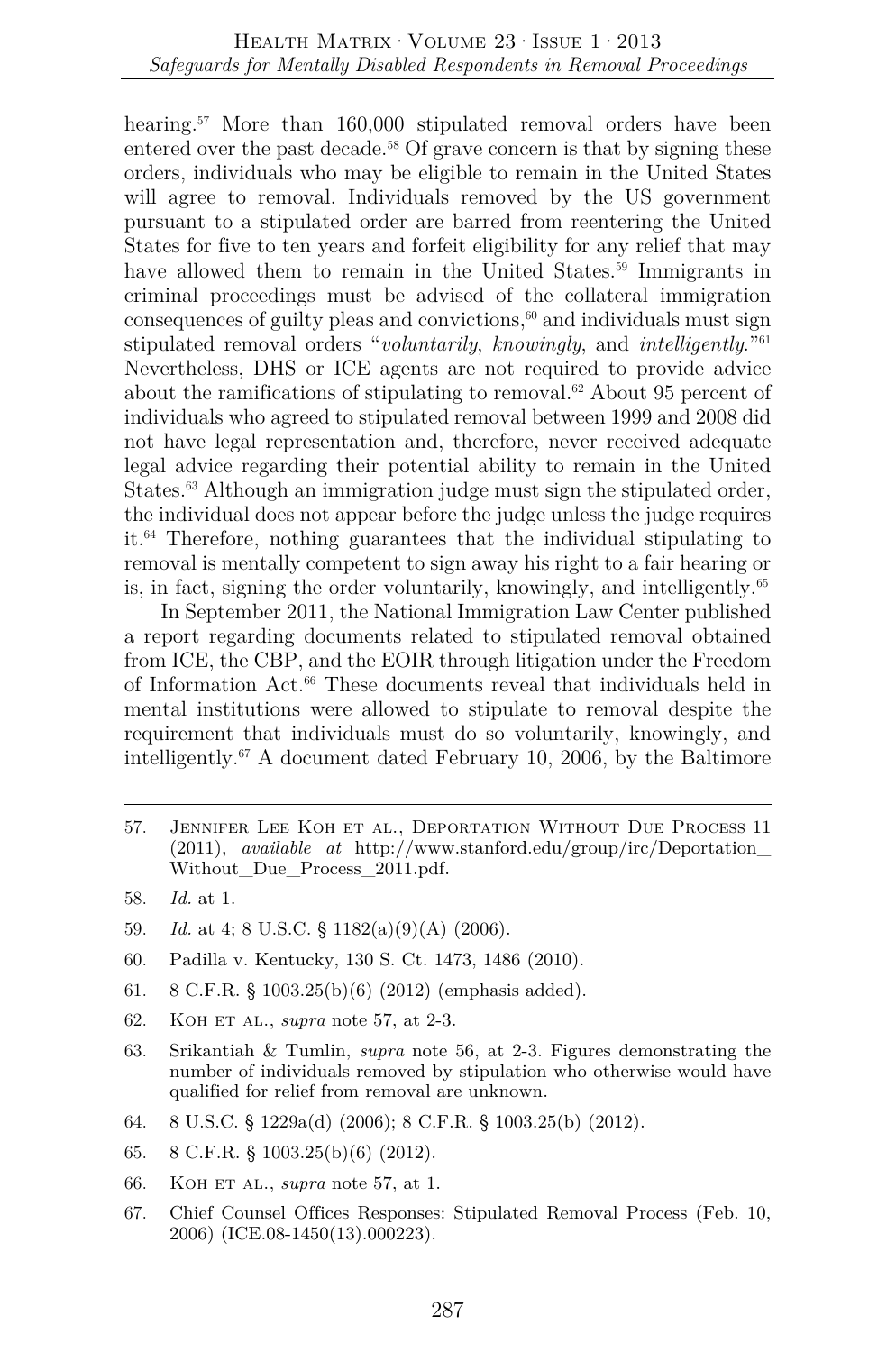hearing.[57] More than 160,000 stipulated removal orders have been entered over the past decade.[58] Of grave concern is that by signing these orders, individuals who may be eligible to remain in the United States will agree to removal. Individuals removed by the US government pursuant to a stipulated order are barred from reentering the United States for five to ten years and forfeit eligibility for any relief that may have allowed them to remain in the United States.[59] Immigrants in criminal proceedings must be advised of the collateral immigration consequences of guilty pleas and convictions,[60] and individuals must sign stipulated removal orders "*voluntarily*, *knowingly*, and *intelligently*."[61] Nevertheless, DHS or ICE agents are not required to provide advice about the ramifications of stipulating to removal.[62] About 95 percent of individuals who agreed to stipulated removal between 1999 and 2008 did not have legal representation and, therefore, never received adequate legal advice regarding their potential ability to remain in the United States.[63] Although an immigration judge must sign the stipulated order, the individual does not appear before the judge unless the judge requires it.[64] Therefore, nothing guarantees that the individual stipulating to removal is mentally competent to sign away his right to a fair hearing or is, in fact, signing the order voluntarily, knowingly, and intelligently.[65]

In September 2011, the National Immigration Law Center published a report regarding documents related to stipulated removal obtained from ICE, the CBP, and the EOIR through litigation under the Freedom of Information Act.[66] These documents reveal that individuals held in mental institutions were allowed to stipulate to removal despite the requirement that individuals must do so voluntarily, knowingly, and intelligently.[67] A document dated February 10, 2006, by the Baltimore

---

57. Jennifer Lee Koh et al., Deportation Without Due Process 11 (2011), *available at* http://www.stanford.edu/group/irc/Deportation_Without_Due_Process_2011.pdf.

58. *Id.* at 1.

59. *Id.* at 4; 8 U.S.C. § 1182(a)(9)(A) (2006).

60. Padilla v. Kentucky, 130 S. Ct. 1473, 1486 (2010).

61. 8 C.F.R. § 1003.25(b)(6) (2012) (emphasis added).

62. Koh et al., *supra* note 57, at 2-3.

63. Srikantiah & Tumlin, *supra* note 56, at 2-3. Figures demonstrating the number of individuals removed by stipulation who otherwise would have qualified for relief from removal are unknown.

64. 8 U.S.C. § 1229a(d) (2006); 8 C.F.R. § 1003.25(b) (2012).

65. 8 C.F.R. § 1003.25(b)(6) (2012).

66. Koh et al., *supra* note 57, at 1.

67. Chief Counsel Offices Responses: Stipulated Removal Process (Feb. 10, 2006) (ICE.08-1450(13).000223).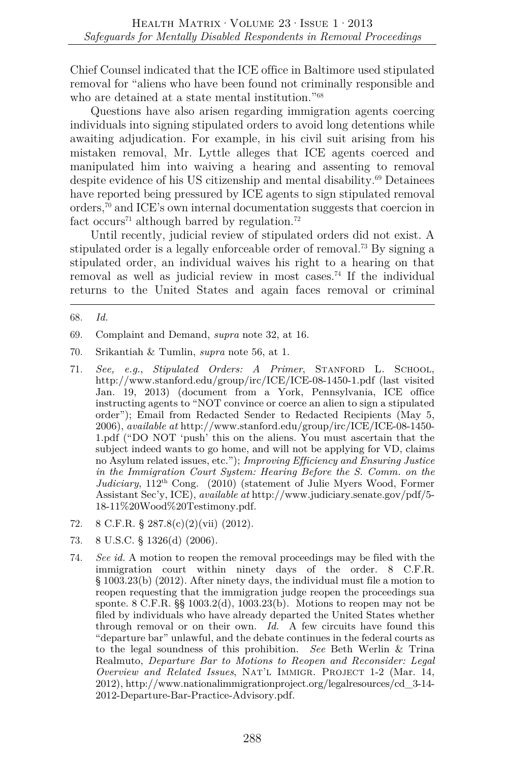Chief Counsel indicated that the ICE office in Baltimore used stipulated removal for "aliens who have been found not criminally responsible and who are detained at a state mental institution."[68]

Questions have also arisen regarding immigration agents coercing individuals into signing stipulated orders to avoid long detentions while awaiting adjudication. For example, in his civil suit arising from his mistaken removal, Mr. Lyttle alleges that ICE agents coerced and manipulated him into waiving a hearing and assenting to removal despite evidence of his US citizenship and mental disability.[69] Detainees have reported being pressured by ICE agents to sign stipulated removal orders,[70] and ICE's own internal documentation suggests that coercion in fact occurs[71] although barred by regulation.[72]

Until recently, judicial review of stipulated orders did not exist. A stipulated order is a legally enforceable order of removal.[73] By signing a stipulated order, an individual waives his right to a hearing on that removal as well as judicial review in most cases.[74] If the individual returns to the United States and again faces removal or criminal

---

68. *Id.*

69. Complaint and Demand, *supra* note 32, at 16.

70. Srikantiah & Tumlin, *supra* note 56, at 1.

71. *See, e.g.*, *Stipulated Orders: A Primer*, STANFORD L. SCHOOL, http://www.stanford.edu/group/irc/ICE/ICE-08-1450-1.pdf (last visited Jan. 19, 2013) (document from a York, Pennsylvania, ICE office instructing agents to "NOT convince or coerce an alien to sign a stipulated order"); Email from Redacted Sender to Redacted Recipients (May 5, 2006), *available at* http://www.stanford.edu/group/irc/ICE/ICE-08-1450-1.pdf ("DO NOT 'push' this on the aliens. You must ascertain that the subject indeed wants to go home, and will not be applying for VD, claims no Asylum related issues, etc."); *Improving Efficiency and Ensuring Justice in the Immigration Court System: Hearing Before the S. Comm. on the Judiciary*, 112th Cong. (2010) (statement of Julie Myers Wood, Former Assistant Sec'y, ICE), *available at* http://www.judiciary.senate.gov/pdf/5-18-11%20Wood%20Testimony.pdf.

72. 8 C.F.R. § 287.8(c)(2)(vii) (2012).

73. 8 U.S.C. § 1326(d) (2006).

74. *See id.* A motion to reopen the removal proceedings may be filed with the immigration court within ninety days of the order. 8 C.F.R. § 1003.23(b) (2012). After ninety days, the individual must file a motion to reopen requesting that the immigration judge reopen the proceedings sua sponte. 8 C.F.R. §§ 1003.2(d), 1003.23(b). Motions to reopen may not be filed by individuals who have already departed the United States whether through removal or on their own. *Id.* A few circuits have found this "departure bar" unlawful, and the debate continues in the federal courts as to the legal soundness of this prohibition. *See* Beth Werlin & Trina Realmuto, *Departure Bar to Motions to Reopen and Reconsider: Legal Overview and Related Issues*, NAT'L IMMIGR. PROJECT 1-2 (Mar. 14, 2012), http://www.nationalimmigrationproject.org/legalresources/cd_3-14-2012-Departure-Bar-Practice-Advisory.pdf.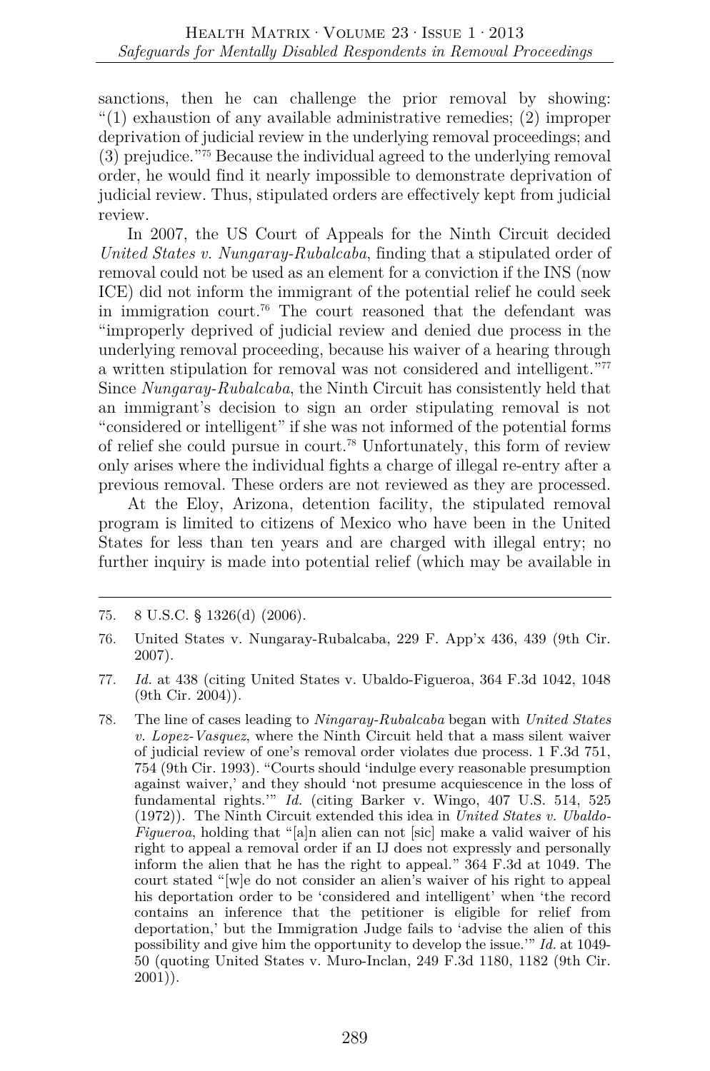sanctions, then he can challenge the prior removal by showing: "(1) exhaustion of any available administrative remedies; (2) improper deprivation of judicial review in the underlying removal proceedings; and (3) prejudice."[75] Because the individual agreed to the underlying removal order, he would find it nearly impossible to demonstrate deprivation of judicial review. Thus, stipulated orders are effectively kept from judicial review.

In 2007, the US Court of Appeals for the Ninth Circuit decided *United States v. Nungaray-Rubalcaba*, finding that a stipulated order of removal could not be used as an element for a conviction if the INS (now ICE) did not inform the immigrant of the potential relief he could seek in immigration court.[76] The court reasoned that the defendant was "improperly deprived of judicial review and denied due process in the underlying removal proceeding, because his waiver of a hearing through a written stipulation for removal was not considered and intelligent."[77] Since *Nungaray-Rubalcaba*, the Ninth Circuit has consistently held that an immigrant's decision to sign an order stipulating removal is not "considered or intelligent" if she was not informed of the potential forms of relief she could pursue in court.[78] Unfortunately, this form of review only arises where the individual fights a charge of illegal re-entry after a previous removal. These orders are not reviewed as they are processed.

At the Eloy, Arizona, detention facility, the stipulated removal program is limited to citizens of Mexico who have been in the United States for less than ten years and are charged with illegal entry; no further inquiry is made into potential relief (which may be available in

---

75. 8 U.S.C. § 1326(d) (2006).

76. United States v. Nungaray-Rubalcaba, 229 F. App'x 436, 439 (9th Cir. 2007).

77. *Id.* at 438 (citing United States v. Ubaldo-Figueroa, 364 F.3d 1042, 1048 (9th Cir. 2004)).

78. The line of cases leading to *Ningaray-Rubalcaba* began with *United States v. Lopez-Vasquez*, where the Ninth Circuit held that a mass silent waiver of judicial review of one's removal order violates due process. 1 F.3d 751, 754 (9th Cir. 1993). "Courts should 'indulge every reasonable presumption against waiver,' and they should 'not presume acquiescence in the loss of fundamental rights.'" *Id.* (citing Barker v. Wingo, 407 U.S. 514, 525 (1972)). The Ninth Circuit extended this idea in *United States v. Ubaldo-Figueroa*, holding that "[a]n alien can not [sic] make a valid waiver of his right to appeal a removal order if an IJ does not expressly and personally inform the alien that he has the right to appeal." 364 F.3d at 1049. The court stated "[w]e do not consider an alien's waiver of his right to appeal his deportation order to be 'considered and intelligent' when 'the record contains an inference that the petitioner is eligible for relief from deportation,' but the Immigration Judge fails to 'advise the alien of this possibility and give him the opportunity to develop the issue.'" *Id.* at 1049-50 (quoting United States v. Muro-Inclan, 249 F.3d 1180, 1182 (9th Cir. 2001)).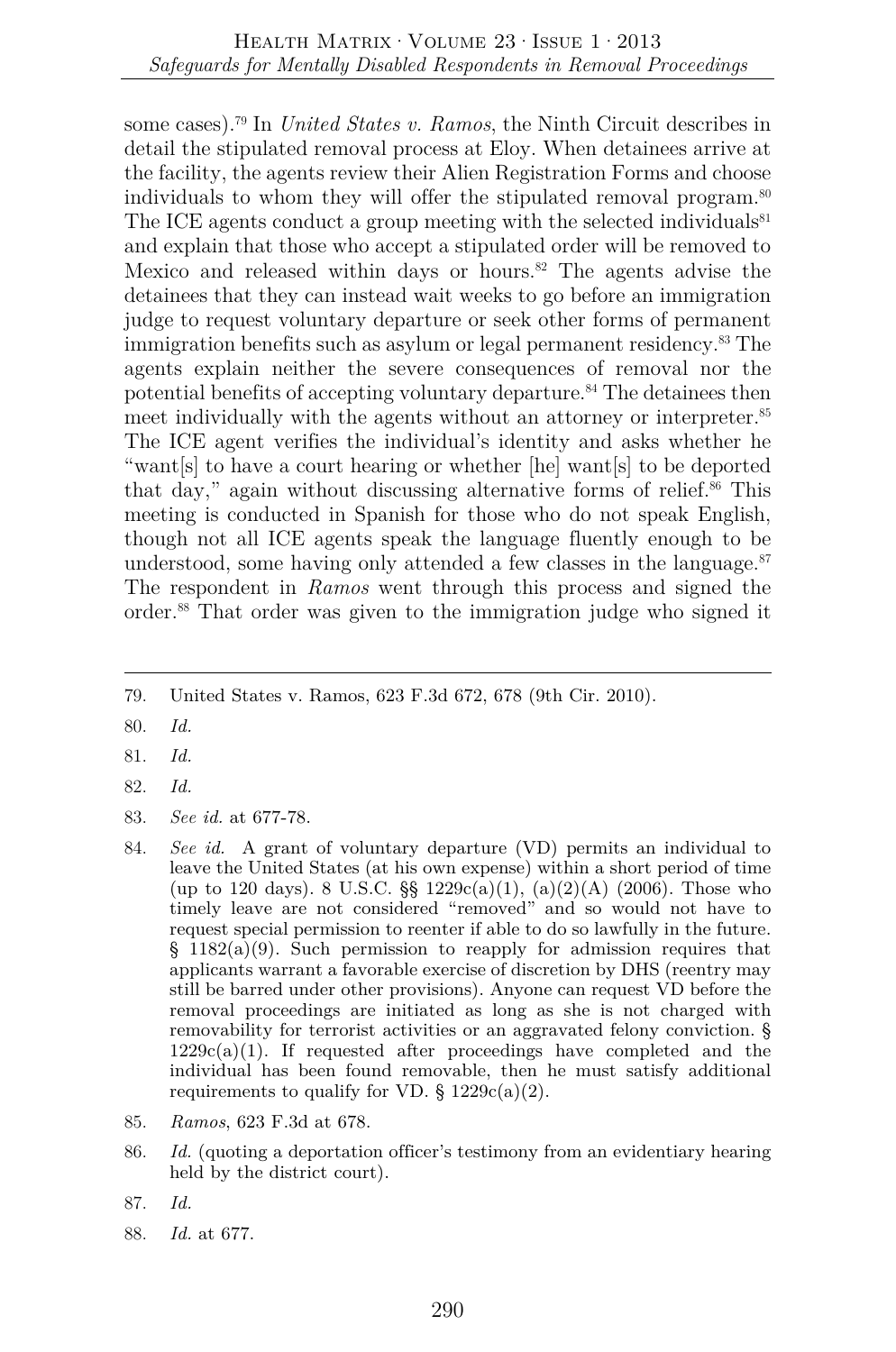some cases).[79] In *United States v. Ramos*, the Ninth Circuit describes in detail the stipulated removal process at Eloy. When detainees arrive at the facility, the agents review their Alien Registration Forms and choose individuals to whom they will offer the stipulated removal program.[80] The ICE agents conduct a group meeting with the selected individuals[81] and explain that those who accept a stipulated order will be removed to Mexico and released within days or hours.[82] The agents advise the detainees that they can instead wait weeks to go before an immigration judge to request voluntary departure or seek other forms of permanent immigration benefits such as asylum or legal permanent residency.[83] The agents explain neither the severe consequences of removal nor the potential benefits of accepting voluntary departure.[84] The detainees then meet individually with the agents without an attorney or interpreter.[85] The ICE agent verifies the individual's identity and asks whether he "want[s] to have a court hearing or whether [he] want[s] to be deported that day," again without discussing alternative forms of relief.[86] This meeting is conducted in Spanish for those who do not speak English, though not all ICE agents speak the language fluently enough to be understood, some having only attended a few classes in the language.[87] The respondent in *Ramos* went through this process and signed the order.[88] That order was given to the immigration judge who signed it

---

79. United States v. Ramos, 623 F.3d 672, 678 (9th Cir. 2010).

80. *Id.*

81. *Id.*

82. *Id.*

83. *See id.* at 677-78.

84. *See id.* A grant of voluntary departure (VD) permits an individual to leave the United States (at his own expense) within a short period of time (up to 120 days). 8 U.S.C. §§ 1229c(a)(1), (a)(2)(A) (2006). Those who timely leave are not considered "removed" and so would not have to request special permission to reenter if able to do so lawfully in the future. § 1182(a)(9). Such permission to reapply for admission requires that applicants warrant a favorable exercise of discretion by DHS (reentry may still be barred under other provisions). Anyone can request VD before the removal proceedings are initiated as long as she is not charged with removability for terrorist activities or an aggravated felony conviction. § 1229c(a)(1). If requested after proceedings have completed and the individual has been found removable, then he must satisfy additional requirements to qualify for VD. § 1229c(a)(2).

85. *Ramos*, 623 F.3d at 678.

86. *Id.* (quoting a deportation officer's testimony from an evidentiary hearing held by the district court).

87. *Id.*

88. *Id.* at 677.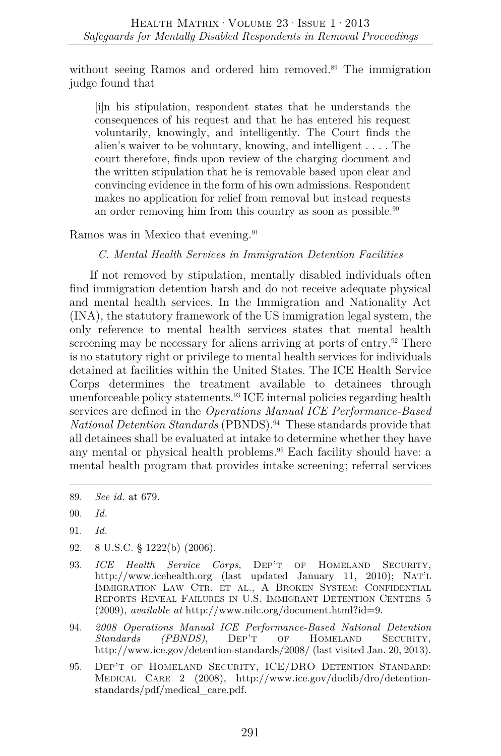without seeing Ramos and ordered him removed.[89] The immigration judge found that

> [i]n his stipulation, respondent states that he understands the consequences of his request and that he has entered his request voluntarily, knowingly, and intelligently. The Court finds the alien's waiver to be voluntary, knowing, and intelligent . . . . The court therefore, finds upon review of the charging document and the written stipulation that he is removable based upon clear and convincing evidence in the form of his own admissions. Respondent makes no application for relief from removal but instead requests an order removing him from this country as soon as possible.[90]

Ramos was in Mexico that evening.[91]

### *C. Mental Health Services in Immigration Detention Facilities*

If not removed by stipulation, mentally disabled individuals often find immigration detention harsh and do not receive adequate physical and mental health services. In the Immigration and Nationality Act (INA), the statutory framework of the US immigration legal system, the only reference to mental health services states that mental health screening may be necessary for aliens arriving at ports of entry.[92] There is no statutory right or privilege to mental health services for individuals detained at facilities within the United States. The ICE Health Service Corps determines the treatment available to detainees through unenforceable policy statements.[93] ICE internal policies regarding health services are defined in the *Operations Manual ICE Performance-Based National Detention Standards* (PBNDS).[94] These standards provide that all detainees shall be evaluated at intake to determine whether they have any mental or physical health problems.[95] Each facility should have: a mental health program that provides intake screening; referral services

---

89. *See id.* at 679.

90. *Id.*

91. *Id.*

92. 8 U.S.C. § 1222(b) (2006).

93. *ICE Health Service Corps*, DEP'T OF HOMELAND SECURITY, http://www.icehealth.org (last updated January 11, 2010); NAT'L IMMIGRATION LAW CTR. ET AL., A BROKEN SYSTEM: CONFIDENTIAL REPORTS REVEAL FAILURES IN U.S. IMMIGRANT DETENTION CENTERS 5 (2009), *available at* http://www.nilc.org/document.html?id=9.

94. *2008 Operations Manual ICE Performance-Based National Detention Standards (PBNDS)*, DEP'T OF HOMELAND SECURITY, http://www.ice.gov/detention-standards/2008/ (last visited Jan. 20, 2013).

95. DEP'T OF HOMELAND SECURITY, ICE/DRO DETENTION STANDARD: MEDICAL CARE 2 (2008), http://www.ice.gov/doclib/dro/detention-standards/pdf/medical_care.pdf.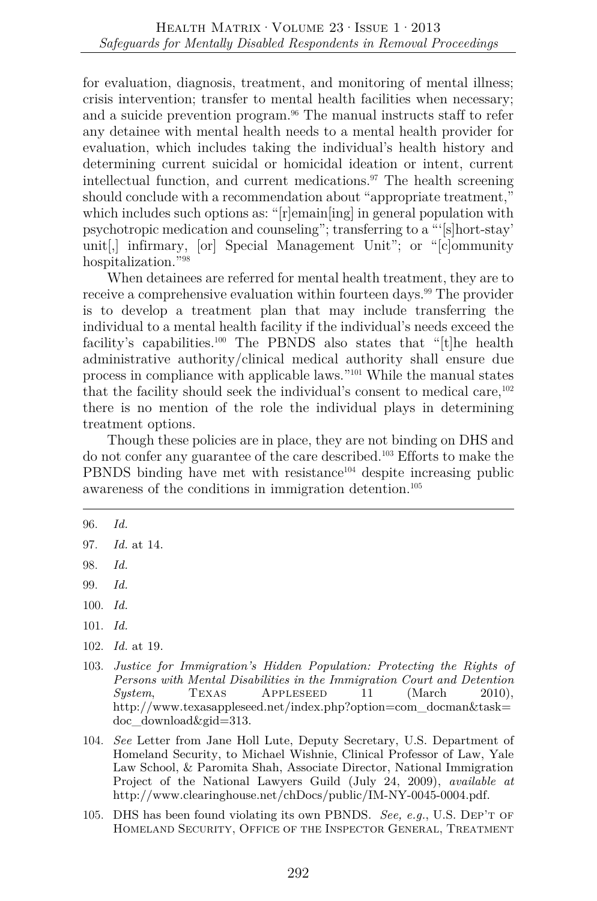for evaluation, diagnosis, treatment, and monitoring of mental illness; crisis intervention; transfer to mental health facilities when necessary; and a suicide prevention program.[96] The manual instructs staff to refer any detainee with mental health needs to a mental health provider for evaluation, which includes taking the individual's health history and determining current suicidal or homicidal ideation or intent, current intellectual function, and current medications.[97] The health screening should conclude with a recommendation about "appropriate treatment," which includes such options as: "[r]emain[ing] in general population with psychotropic medication and counseling"; transferring to a "'[s]hort-stay' unit[,] infirmary, [or] Special Management Unit"; or "[c]ommunity hospitalization."[98]

When detainees are referred for mental health treatment, they are to receive a comprehensive evaluation within fourteen days.[99] The provider is to develop a treatment plan that may include transferring the individual to a mental health facility if the individual's needs exceed the facility's capabilities.[100] The PBNDS also states that "[t]he health administrative authority/clinical medical authority shall ensure due process in compliance with applicable laws."[101] While the manual states that the facility should seek the individual's consent to medical care,[102] there is no mention of the role the individual plays in determining treatment options.

Though these policies are in place, they are not binding on DHS and do not confer any guarantee of the care described.[103] Efforts to make the PBNDS binding have met with resistance[104] despite increasing public awareness of the conditions in immigration detention.[105]

---

96. *Id.*

97. *Id.* at 14.

98. *Id.*

99. *Id.*

100. *Id.*

101. *Id.*

102. *Id.* at 19.

103. *Justice for Immigration's Hidden Population: Protecting the Rights of Persons with Mental Disabilities in the Immigration Court and Detention System*, TEXAS APPLESEED 11 (March 2010), http://www.texasappleseed.net/index.php?option=com_docman&task=doc_download&gid=313.

104. *See* Letter from Jane Holl Lute, Deputy Secretary, U.S. Department of Homeland Security, to Michael Wishnie, Clinical Professor of Law, Yale Law School, & Paromita Shah, Associate Director, National Immigration Project of the National Lawyers Guild (July 24, 2009), *available at* http://www.clearinghouse.net/chDocs/public/IM-NY-0045-0004.pdf.

105. DHS has been found violating its own PBNDS. *See, e.g.*, U.S. DEP'T OF HOMELAND SECURITY, OFFICE OF THE INSPECTOR GENERAL, TREATMENT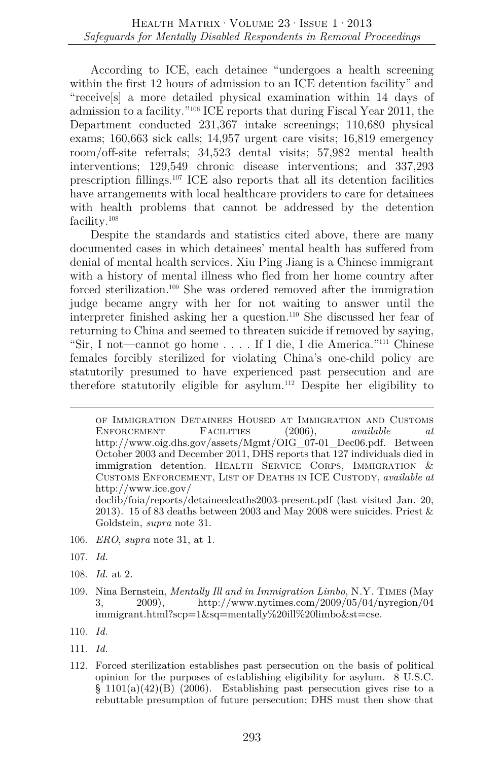According to ICE, each detainee "undergoes a health screening within the first 12 hours of admission to an ICE detention facility" and "receive[s] a more detailed physical examination within 14 days of admission to a facility."[106] ICE reports that during Fiscal Year 2011, the Department conducted 231,367 intake screenings; 110,680 physical exams; 160,663 sick calls; 14,957 urgent care visits; 16,819 emergency room/off-site referrals; 34,523 dental visits; 57,982 mental health interventions; 129,549 chronic disease interventions; and 337,293 prescription fillings.[107] ICE also reports that all its detention facilities have arrangements with local healthcare providers to care for detainees with health problems that cannot be addressed by the detention facility.[108]

Despite the standards and statistics cited above, there are many documented cases in which detainees' mental health has suffered from denial of mental health services. Xiu Ping Jiang is a Chinese immigrant with a history of mental illness who fled from her home country after forced sterilization.[109] She was ordered removed after the immigration judge became angry with her for not waiting to answer until the interpreter finished asking her a question.[110] She discussed her fear of returning to China and seemed to threaten suicide if removed by saying, "Sir, I not—cannot go home . . . . If I die, I die America."[111] Chinese females forcibly sterilized for violating China's one-child policy are statutorily presumed to have experienced past persecution and are therefore statutorily eligible for asylum.[112] Despite her eligibility to

---

OF IMMIGRATION DETAINEES HOUSED AT IMMIGRATION AND CUSTOMS ENFORCEMENT FACILITIES (2006), *available at* http://www.oig.dhs.gov/assets/Mgmt/OIG_07-01_Dec06.pdf. Between October 2003 and December 2011, DHS reports that 127 individuals died in immigration detention. HEALTH SERVICE CORPS, IMMIGRATION & CUSTOMS ENFORCEMENT, LIST OF DEATHS IN ICE CUSTODY, *available at* http://www.ice.gov/doclib/foia/reports/detaineedeaths2003-present.pdf (last visited Jan. 20, 2013). 15 of 83 deaths between 2003 and May 2008 were suicides. Priest & Goldstein, *supra* note 31.

106. *ERO*, *supra* note 31, at 1.

107. *Id.*

108. *Id.* at 2.

109. Nina Bernstein, *Mentally Ill and in Immigration Limbo*, N.Y. TIMES (May 3, 2009), http://www.nytimes.com/2009/05/04/nyregion/04immigrant.html?scp=1&sq=mentally%20ill%20limbo&st=cse.

110. *Id.*

111. *Id.*

112. Forced sterilization establishes past persecution on the basis of political opinion for the purposes of establishing eligibility for asylum. 8 U.S.C. § 1101(a)(42)(B) (2006). Establishing past persecution gives rise to a rebuttable presumption of future persecution; DHS must then show that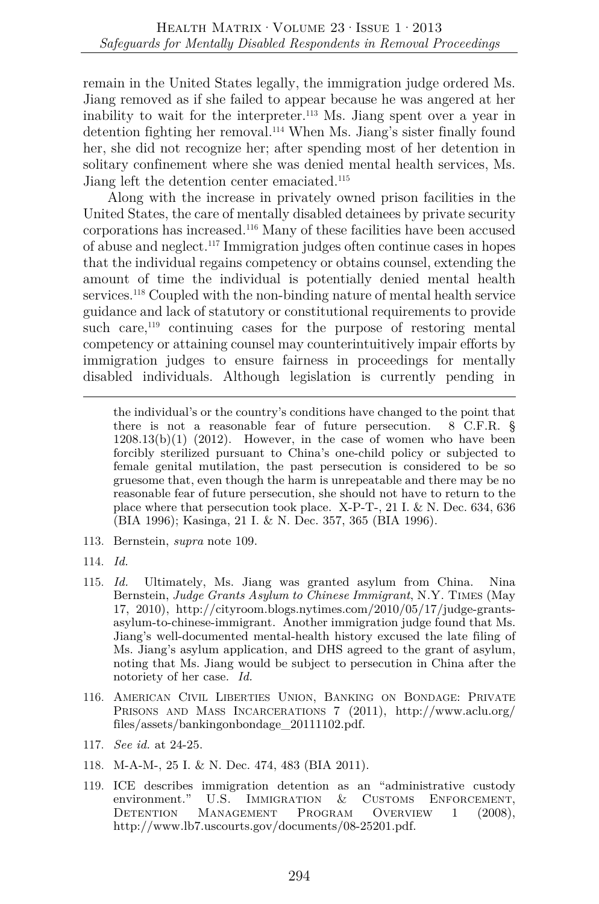remain in the United States legally, the immigration judge ordered Ms. Jiang removed as if she failed to appear because he was angered at her inability to wait for the interpreter.[113] Ms. Jiang spent over a year in detention fighting her removal.[114] When Ms. Jiang's sister finally found her, she did not recognize her; after spending most of her detention in solitary confinement where she was denied mental health services, Ms. Jiang left the detention center emaciated.[115]

Along with the increase in privately owned prison facilities in the United States, the care of mentally disabled detainees by private security corporations has increased.[116] Many of these facilities have been accused of abuse and neglect.[117] Immigration judges often continue cases in hopes that the individual regains competency or obtains counsel, extending the amount of time the individual is potentially denied mental health services.[118] Coupled with the non-binding nature of mental health service guidance and lack of statutory or constitutional requirements to provide such care,[119] continuing cases for the purpose of restoring mental competency or attaining counsel may counterintuitively impair efforts by immigration judges to ensure fairness in proceedings for mentally disabled individuals. Although legislation is currently pending in

---

the individual's or the country's conditions have changed to the point that there is not a reasonable fear of future persecution. 8 C.F.R. § 1208.13(b)(1) (2012). However, in the case of women who have been forcibly sterilized pursuant to China's one-child policy or subjected to female genital mutilation, the past persecution is considered to be so gruesome that, even though the harm is unrepeatable and there may be no reasonable fear of future persecution, she should not have to return to the place where that persecution took place. X-P-T-, 21 I. & N. Dec. 634, 636 (BIA 1996); Kasinga, 21 I. & N. Dec. 357, 365 (BIA 1996).

113. Bernstein, *supra* note 109.

114. *Id.*

115. *Id.* Ultimately, Ms. Jiang was granted asylum from China. Nina Bernstein, *Judge Grants Asylum to Chinese Immigrant*, N.Y. TIMES (May 17, 2010), http://cityroom.blogs.nytimes.com/2010/05/17/judge-grants-asylum-to-chinese-immigrant. Another immigration judge found that Ms. Jiang's well-documented mental-health history excused the late filing of Ms. Jiang's asylum application, and DHS agreed to the grant of asylum, noting that Ms. Jiang would be subject to persecution in China after the notoriety of her case. *Id.*

116. AMERICAN CIVIL LIBERTIES UNION, BANKING ON BONDAGE: PRIVATE PRISONS AND MASS INCARCERATIONS 7 (2011), http://www.aclu.org/files/assets/bankingonbondage_20111102.pdf.

117. *See id.* at 24-25.

118. M-A-M-, 25 I. & N. Dec. 474, 483 (BIA 2011).

119. ICE describes immigration detention as an "administrative custody environment." U.S. IMMIGRATION & CUSTOMS ENFORCEMENT, DETENTION MANAGEMENT PROGRAM OVERVIEW 1 (2008), http://www.lb7.uscourts.gov/documents/08-25201.pdf.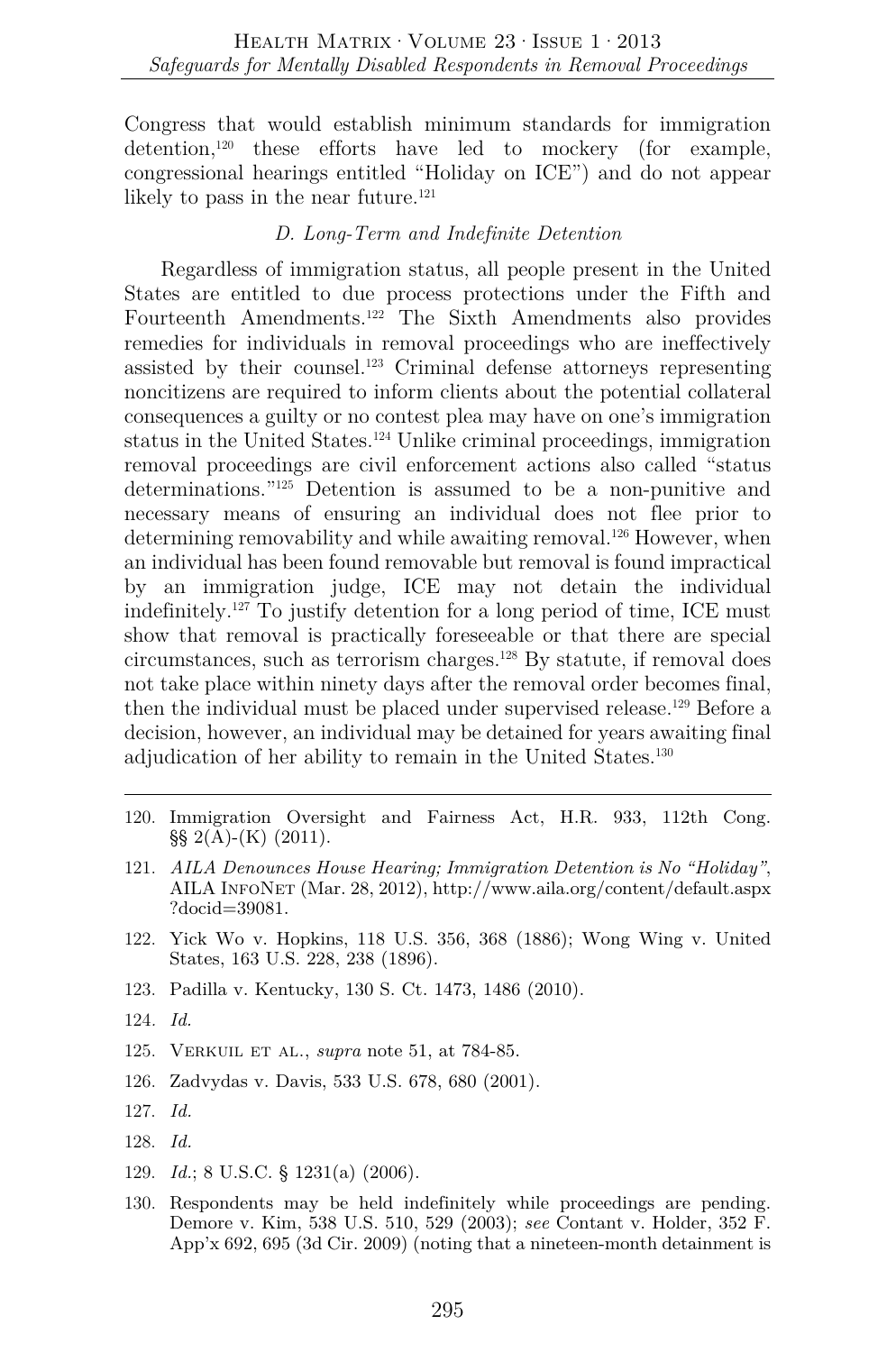Congress that would establish minimum standards for immigration detention,[120] these efforts have led to mockery (for example, congressional hearings entitled "Holiday on ICE") and do not appear likely to pass in the near future.[121]

### *D. Long-Term and Indefinite Detention*

Regardless of immigration status, all people present in the United States are entitled to due process protections under the Fifth and Fourteenth Amendments.[122] The Sixth Amendments also provides remedies for individuals in removal proceedings who are ineffectively assisted by their counsel.[123] Criminal defense attorneys representing noncitizens are required to inform clients about the potential collateral consequences a guilty or no contest plea may have on one's immigration status in the United States.[124] Unlike criminal proceedings, immigration removal proceedings are civil enforcement actions also called "status determinations."[125] Detention is assumed to be a non-punitive and necessary means of ensuring an individual does not flee prior to determining removability and while awaiting removal.[126] However, when an individual has been found removable but removal is found impractical by an immigration judge, ICE may not detain the individual indefinitely.[127] To justify detention for a long period of time, ICE must show that removal is practically foreseeable or that there are special circumstances, such as terrorism charges.[128] By statute, if removal does not take place within ninety days after the removal order becomes final, then the individual must be placed under supervised release.[129] Before a decision, however, an individual may be detained for years awaiting final adjudication of her ability to remain in the United States.[130]

---

120. Immigration Oversight and Fairness Act, H.R. 933, 112th Cong. §§ 2(A)-(K) (2011).

121. *AILA Denounces House Hearing; Immigration Detention is No "Holiday"*, AILA INFONET (Mar. 28, 2012), http://www.aila.org/content/default.aspx?docid=39081.

122. Yick Wo v. Hopkins, 118 U.S. 356, 368 (1886); Wong Wing v. United States, 163 U.S. 228, 238 (1896).

123. Padilla v. Kentucky, 130 S. Ct. 1473, 1486 (2010).

124. *Id.*

125. VERKUIL ET AL., *supra* note 51, at 784-85.

126. Zadvydas v. Davis, 533 U.S. 678, 680 (2001).

127. *Id.*

128. *Id.*

129. *Id.*; 8 U.S.C. § 1231(a) (2006).

130. Respondents may be held indefinitely while proceedings are pending. Demore v. Kim, 538 U.S. 510, 529 (2003); *see* Contant v. Holder, 352 F. App'x 692, 695 (3d Cir. 2009) (noting that a nineteen-month detainment is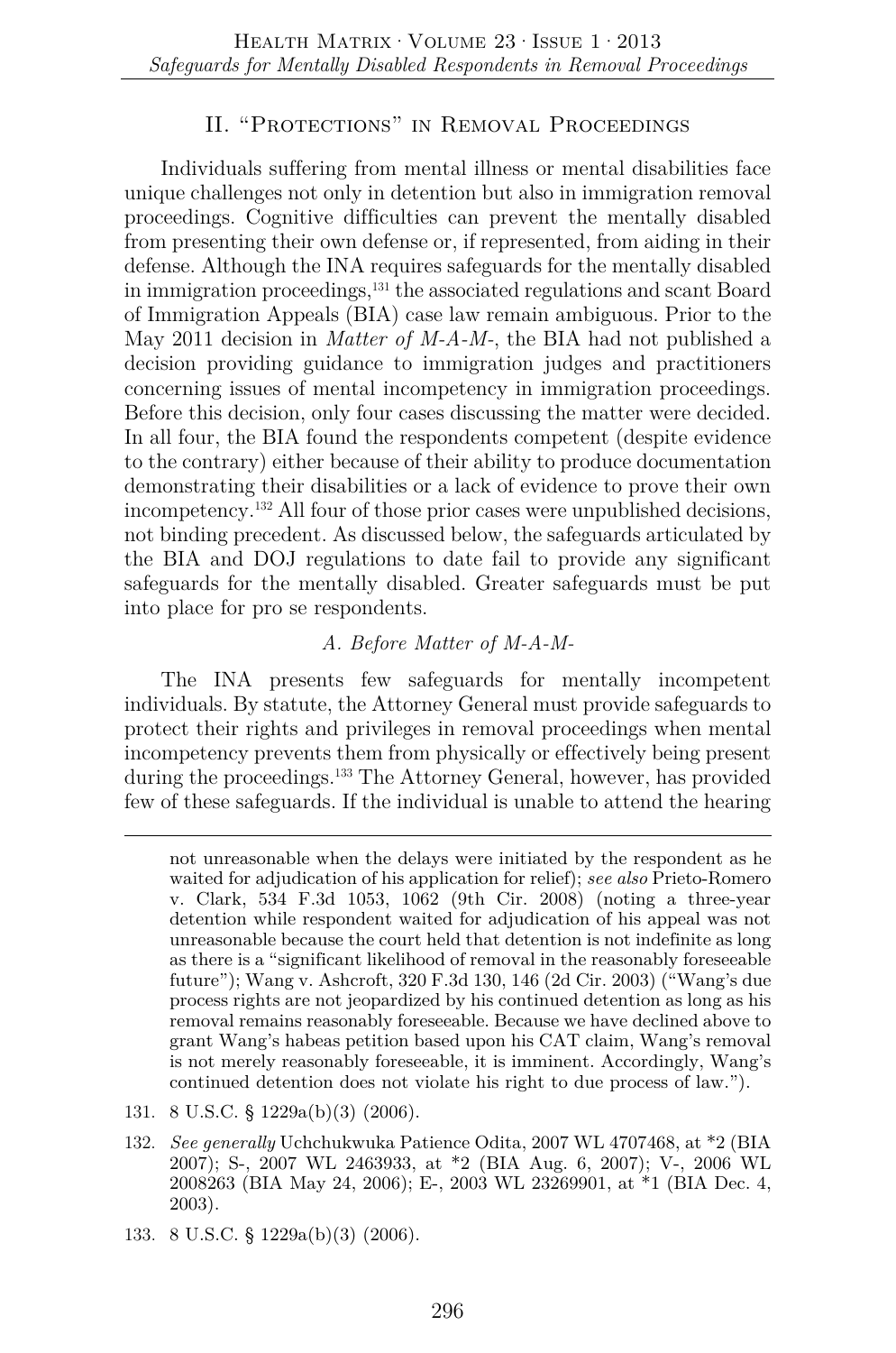## II. "Protections" in Removal Proceedings

Individuals suffering from mental illness or mental disabilities face unique challenges not only in detention but also in immigration removal proceedings. Cognitive difficulties can prevent the mentally disabled from presenting their own defense or, if represented, from aiding in their defense. Although the INA requires safeguards for the mentally disabled in immigration proceedings,[131] the associated regulations and scant Board of Immigration Appeals (BIA) case law remain ambiguous. Prior to the May 2011 decision in *Matter of M-A-M-*, the BIA had not published a decision providing guidance to immigration judges and practitioners concerning issues of mental incompetency in immigration proceedings. Before this decision, only four cases discussing the matter were decided. In all four, the BIA found the respondents competent (despite evidence to the contrary) either because of their ability to produce documentation demonstrating their disabilities or a lack of evidence to prove their own incompetency.[132] All four of those prior cases were unpublished decisions, not binding precedent. As discussed below, the safeguards articulated by the BIA and DOJ regulations to date fail to provide any significant safeguards for the mentally disabled. Greater safeguards must be put into place for pro se respondents.

### *A. Before Matter of M-A-M-*

The INA presents few safeguards for mentally incompetent individuals. By statute, the Attorney General must provide safeguards to protect their rights and privileges in removal proceedings when mental incompetency prevents them from physically or effectively being present during the proceedings.[133] The Attorney General, however, has provided few of these safeguards. If the individual is unable to attend the hearing

---

not unreasonable when the delays were initiated by the respondent as he waited for adjudication of his application for relief); *see also* Prieto-Romero v. Clark, 534 F.3d 1053, 1062 (9th Cir. 2008) (noting a three-year detention while respondent waited for adjudication of his appeal was not unreasonable because the court held that detention is not indefinite as long as there is a "significant likelihood of removal in the reasonably foreseeable future"); Wang v. Ashcroft, 320 F.3d 130, 146 (2d Cir. 2003) ("Wang's due process rights are not jeopardized by his continued detention as long as his removal remains reasonably foreseeable. Because we have declined above to grant Wang's habeas petition based upon his CAT claim, Wang's removal is not merely reasonably foreseeable, it is imminent. Accordingly, Wang's continued detention does not violate his right to due process of law.").

131. 8 U.S.C. § 1229a(b)(3) (2006).

132. *See generally* Uchchukwuka Patience Odita, 2007 WL 4707468, at *2 (BIA 2007); S-, 2007 WL 2463933, at *2 (BIA Aug. 6, 2007); V-, 2006 WL 2008263 (BIA May 24, 2006); E-, 2003 WL 23269901, at *1 (BIA Dec. 4, 2003).

133. 8 U.S.C. § 1229a(b)(3) (2006).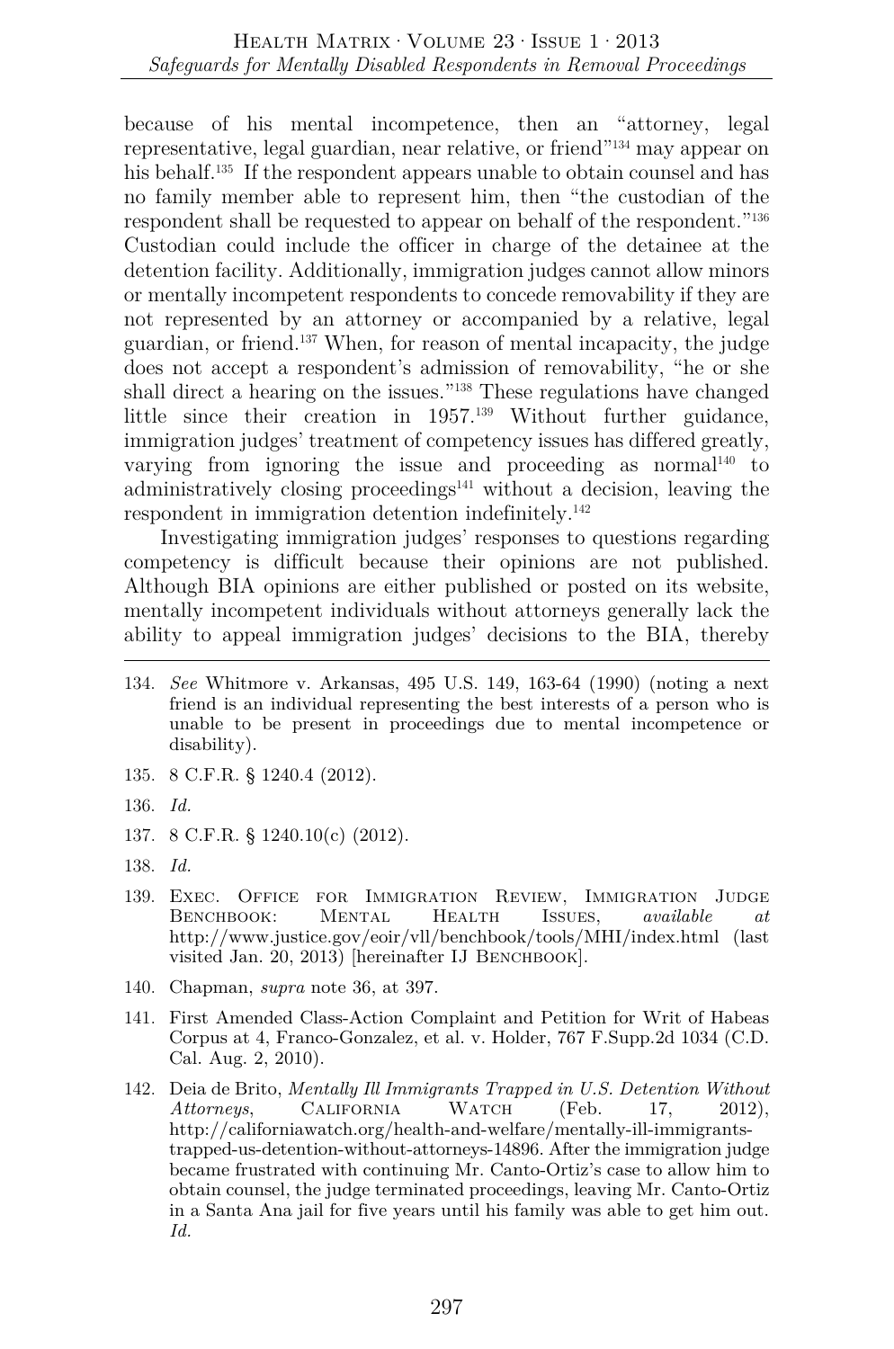because of his mental incompetence, then an "attorney, legal representative, legal guardian, near relative, or friend"[134] may appear on his behalf.[135] If the respondent appears unable to obtain counsel and has no family member able to represent him, then "the custodian of the respondent shall be requested to appear on behalf of the respondent."[136] Custodian could include the officer in charge of the detainee at the detention facility. Additionally, immigration judges cannot allow minors or mentally incompetent respondents to concede removability if they are not represented by an attorney or accompanied by a relative, legal guardian, or friend.[137] When, for reason of mental incapacity, the judge does not accept a respondent's admission of removability, "he or she shall direct a hearing on the issues."[138] These regulations have changed little since their creation in 1957.[139] Without further guidance, immigration judges' treatment of competency issues has differed greatly, varying from ignoring the issue and proceeding as normal[140] to administratively closing proceedings[141] without a decision, leaving the respondent in immigration detention indefinitely.[142]

Investigating immigration judges' responses to questions regarding competency is difficult because their opinions are not published. Although BIA opinions are either published or posted on its website, mentally incompetent individuals without attorneys generally lack the ability to appeal immigration judges' decisions to the BIA, thereby

---

134. *See* Whitmore v. Arkansas, 495 U.S. 149, 163-64 (1990) (noting a next friend is an individual representing the best interests of a person who is unable to be present in proceedings due to mental incompetence or disability).

135. 8 C.F.R. § 1240.4 (2012).

136. *Id.*

137. 8 C.F.R. § 1240.10(c) (2012).

138. *Id.*

139. Exec. Office for Immigration Review, Immigration Judge Benchbook: Mental Health Issues, *available at* http://www.justice.gov/eoir/vll/benchbook/tools/MHI/index.html (last visited Jan. 20, 2013) [hereinafter IJ Benchbook].

140. Chapman, *supra* note 36, at 397.

141. First Amended Class-Action Complaint and Petition for Writ of Habeas Corpus at 4, Franco-Gonzalez, et al. v. Holder, 767 F.Supp.2d 1034 (C.D. Cal. Aug. 2, 2010).

142. Deia de Brito, *Mentally Ill Immigrants Trapped in U.S. Detention Without Attorneys*, California Watch (Feb. 17, 2012), http://californiawatch.org/health-and-welfare/mentally-ill-immigrants-trapped-us-detention-without-attorneys-14896. After the immigration judge became frustrated with continuing Mr. Canto-Ortiz's case to allow him to obtain counsel, the judge terminated proceedings, leaving Mr. Canto-Ortiz in a Santa Ana jail for five years until his family was able to get him out. *Id.*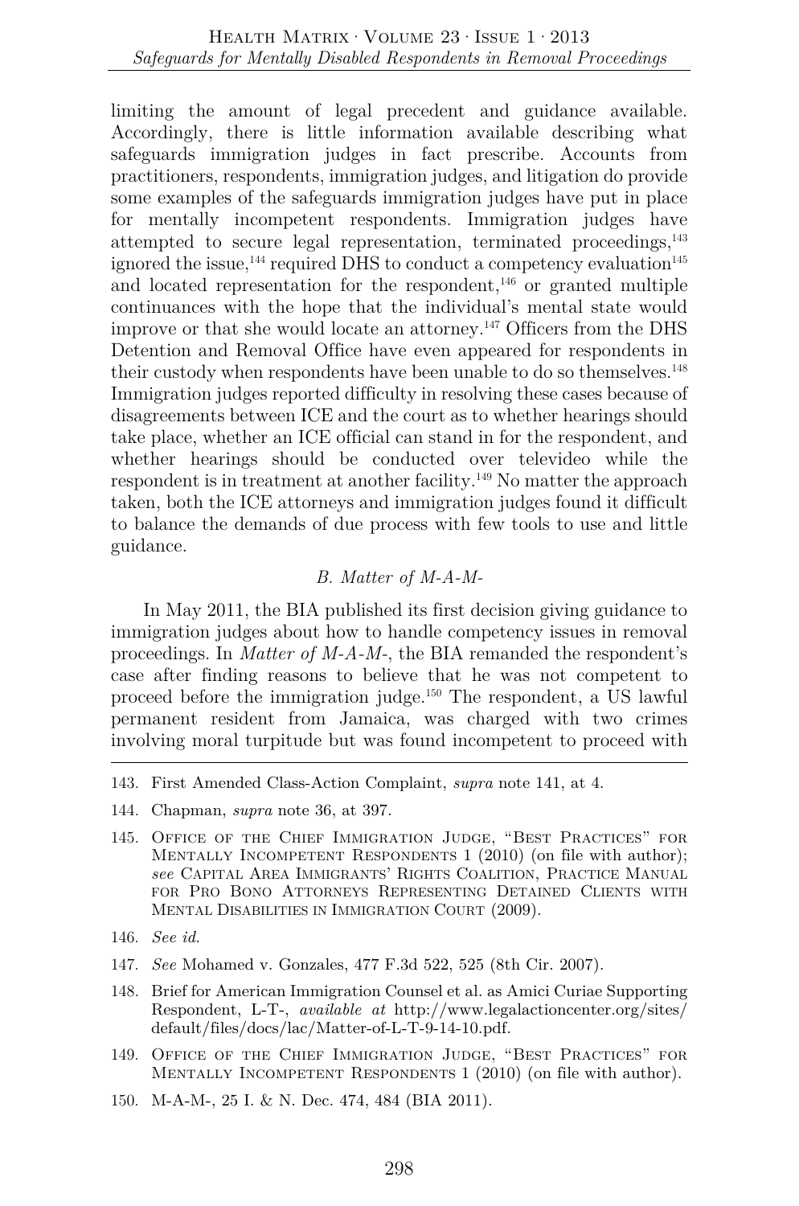limiting the amount of legal precedent and guidance available. Accordingly, there is little information available describing what safeguards immigration judges in fact prescribe. Accounts from practitioners, respondents, immigration judges, and litigation do provide some examples of the safeguards immigration judges have put in place for mentally incompetent respondents. Immigration judges have attempted to secure legal representation, terminated proceedings,[143] ignored the issue,[144] required DHS to conduct a competency evaluation[145] and located representation for the respondent,[146] or granted multiple continuances with the hope that the individual's mental state would improve or that she would locate an attorney.[147] Officers from the DHS Detention and Removal Office have even appeared for respondents in their custody when respondents have been unable to do so themselves.[148] Immigration judges reported difficulty in resolving these cases because of disagreements between ICE and the court as to whether hearings should take place, whether an ICE official can stand in for the respondent, and whether hearings should be conducted over televideo while the respondent is in treatment at another facility.[149] No matter the approach taken, both the ICE attorneys and immigration judges found it difficult to balance the demands of due process with few tools to use and little guidance.

### *B. Matter of M-A-M-*

In May 2011, the BIA published its first decision giving guidance to immigration judges about how to handle competency issues in removal proceedings. In *Matter of M-A-M-*, the BIA remanded the respondent's case after finding reasons to believe that he was not competent to proceed before the immigration judge.[150] The respondent, a US lawful permanent resident from Jamaica, was charged with two crimes involving moral turpitude but was found incompetent to proceed with

---

143. First Amended Class-Action Complaint, *supra* note 141, at 4.

144. Chapman, *supra* note 36, at 397.

145. Office of the Chief Immigration Judge, "Best Practices" for Mentally Incompetent Respondents 1 (2010) (on file with author); *see* Capital Area Immigrants' Rights Coalition, Practice Manual for Pro Bono Attorneys Representing Detained Clients with Mental Disabilities in Immigration Court (2009).

146. *See id.*

147. *See* Mohamed v. Gonzales, 477 F.3d 522, 525 (8th Cir. 2007).

148. Brief for American Immigration Counsel et al. as Amici Curiae Supporting Respondent, L-T-, *available at* http://www.legalactioncenter.org/sites/default/files/docs/lac/Matter-of-L-T-9-14-10.pdf.

149. Office of the Chief Immigration Judge, "Best Practices" for Mentally Incompetent Respondents 1 (2010) (on file with author).

150. M-A-M-, 25 I. & N. Dec. 474, 484 (BIA 2011).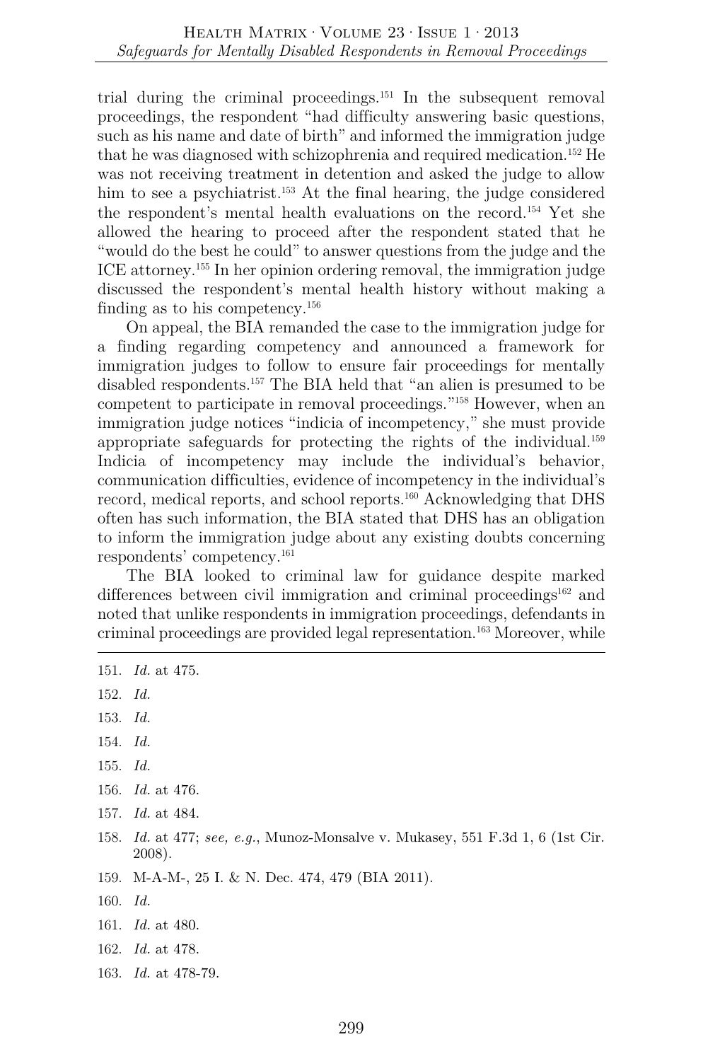trial during the criminal proceedings.[151] In the subsequent removal proceedings, the respondent "had difficulty answering basic questions, such as his name and date of birth" and informed the immigration judge that he was diagnosed with schizophrenia and required medication.[152] He was not receiving treatment in detention and asked the judge to allow him to see a psychiatrist.[153] At the final hearing, the judge considered the respondent's mental health evaluations on the record.[154] Yet she allowed the hearing to proceed after the respondent stated that he "would do the best he could" to answer questions from the judge and the ICE attorney.[155] In her opinion ordering removal, the immigration judge discussed the respondent's mental health history without making a finding as to his competency.[156]

On appeal, the BIA remanded the case to the immigration judge for a finding regarding competency and announced a framework for immigration judges to follow to ensure fair proceedings for mentally disabled respondents.[157] The BIA held that "an alien is presumed to be competent to participate in removal proceedings."[158] However, when an immigration judge notices "indicia of incompetency," she must provide appropriate safeguards for protecting the rights of the individual.[159] Indicia of incompetency may include the individual's behavior, communication difficulties, evidence of incompetency in the individual's record, medical reports, and school reports.[160] Acknowledging that DHS often has such information, the BIA stated that DHS has an obligation to inform the immigration judge about any existing doubts concerning respondents' competency.[161]

The BIA looked to criminal law for guidance despite marked differences between civil immigration and criminal proceedings[162] and noted that unlike respondents in immigration proceedings, defendants in criminal proceedings are provided legal representation.[163] Moreover, while

---

151. *Id.* at 475.

152. *Id.*

153. *Id.*

154. *Id.*

155. *Id.*

156. *Id.* at 476.

157. *Id.* at 484.

158. *Id.* at 477; *see, e.g.*, Munoz-Monsalve v. Mukasey, 551 F.3d 1, 6 (1st Cir. 2008).

159. M-A-M-, 25 I. & N. Dec. 474, 479 (BIA 2011).

160. *Id.*

161. *Id.* at 480.

162. *Id.* at 478.

163. *Id.* at 478-79.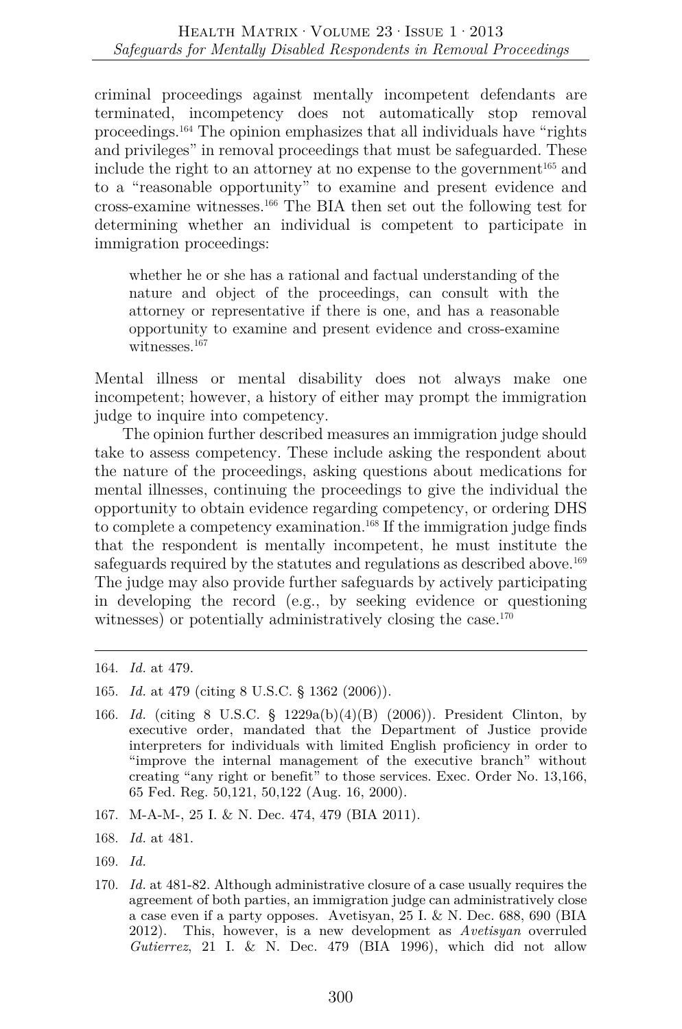criminal proceedings against mentally incompetent defendants are terminated, incompetency does not automatically stop removal proceedings.[164] The opinion emphasizes that all individuals have "rights and privileges" in removal proceedings that must be safeguarded. These include the right to an attorney at no expense to the government[165] and to a "reasonable opportunity" to examine and present evidence and cross-examine witnesses.[166] The BIA then set out the following test for determining whether an individual is competent to participate in immigration proceedings:

> whether he or she has a rational and factual understanding of the nature and object of the proceedings, can consult with the attorney or representative if there is one, and has a reasonable opportunity to examine and present evidence and cross-examine witnesses.[167]

Mental illness or mental disability does not always make one incompetent; however, a history of either may prompt the immigration judge to inquire into competency.

The opinion further described measures an immigration judge should take to assess competency. These include asking the respondent about the nature of the proceedings, asking questions about medications for mental illnesses, continuing the proceedings to give the individual the opportunity to obtain evidence regarding competency, or ordering DHS to complete a competency examination.[168] If the immigration judge finds that the respondent is mentally incompetent, he must institute the safeguards required by the statutes and regulations as described above.[169] The judge may also provide further safeguards by actively participating in developing the record (e.g., by seeking evidence or questioning witnesses) or potentially administratively closing the case.[170]

---

164. *Id.* at 479.

165. *Id.* at 479 (citing 8 U.S.C. § 1362 (2006)).

166. *Id.* (citing 8 U.S.C. § 1229a(b)(4)(B) (2006)). President Clinton, by executive order, mandated that the Department of Justice provide interpreters for individuals with limited English proficiency in order to "improve the internal management of the executive branch" without creating "any right or benefit" to those services. Exec. Order No. 13,166, 65 Fed. Reg. 50,121, 50,122 (Aug. 16, 2000).

167. M-A-M-, 25 I. & N. Dec. 474, 479 (BIA 2011).

168. *Id.* at 481.

169. *Id.*

170. *Id.* at 481-82. Although administrative closure of a case usually requires the agreement of both parties, an immigration judge can administratively close a case even if a party opposes. Avetisyan, 25 I. & N. Dec. 688, 690 (BIA 2012). This, however, is a new development as *Avetisyan* overruled *Gutierrez*, 21 I. & N. Dec. 479 (BIA 1996), which did not allow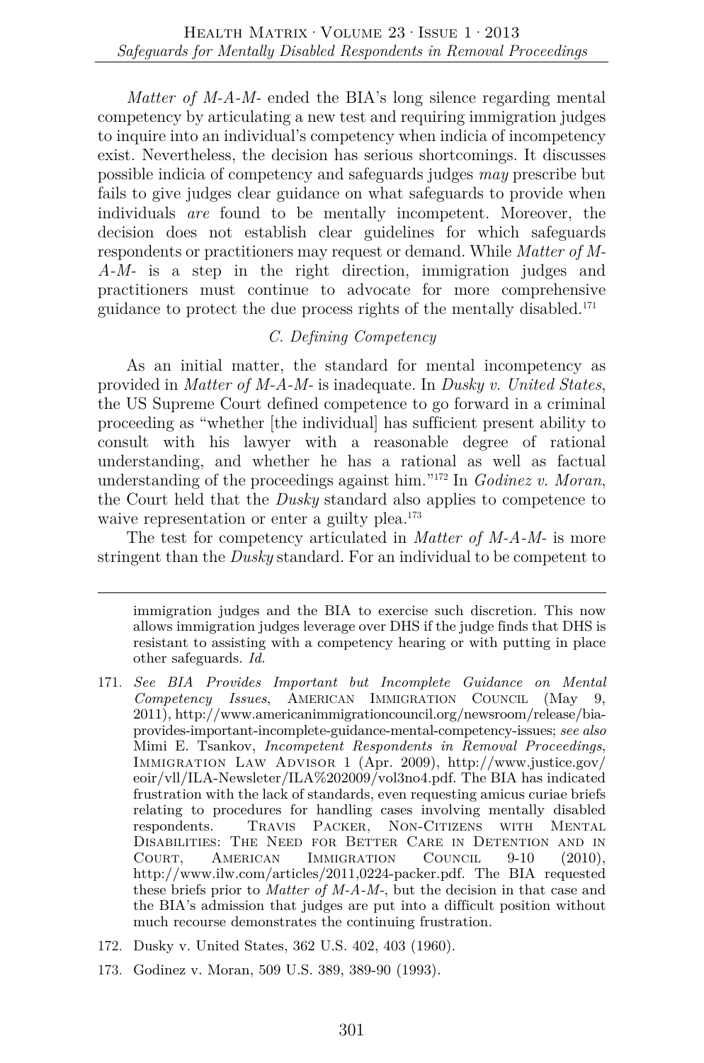*Matter of M-A-M-* ended the BIA's long silence regarding mental competency by articulating a new test and requiring immigration judges to inquire into an individual's competency when indicia of incompetency exist. Nevertheless, the decision has serious shortcomings. It discusses possible indicia of competency and safeguards judges *may* prescribe but fails to give judges clear guidance on what safeguards to provide when individuals *are* found to be mentally incompetent. Moreover, the decision does not establish clear guidelines for which safeguards respondents or practitioners may request or demand. While *Matter of M-A-M-* is a step in the right direction, immigration judges and practitioners must continue to advocate for more comprehensive guidance to protect the due process rights of the mentally disabled.[171]

### *C. Defining Competency*

As an initial matter, the standard for mental incompetency as provided in *Matter of M-A-M-* is inadequate. In *Dusky v. United States*, the US Supreme Court defined competence to go forward in a criminal proceeding as "whether [the individual] has sufficient present ability to consult with his lawyer with a reasonable degree of rational understanding, and whether he has a rational as well as factual understanding of the proceedings against him."[172] In *Godinez v. Moran*, the Court held that the *Dusky* standard also applies to competence to waive representation or enter a guilty plea.[173]

The test for competency articulated in *Matter of M-A-M-* is more stringent than the *Dusky* standard. For an individual to be competent to

---

immigration judges and the BIA to exercise such discretion. This now allows immigration judges leverage over DHS if the judge finds that DHS is resistant to assisting with a competency hearing or with putting in place other safeguards. *Id.*

171. *See BIA Provides Important but Incomplete Guidance on Mental Competency Issues*, AMERICAN IMMIGRATION COUNCIL (May 9, 2011), http://www.americanimmigrationcouncil.org/newsroom/release/bia-provides-important-incomplete-guidance-mental-competency-issues; *see also* Mimi E. Tsankov, *Incompetent Respondents in Removal Proceedings*, IMMIGRATION LAW ADVISOR 1 (Apr. 2009), http://www.justice.gov/eoir/vll/ILA-Newsleter/ILA%202009/vol3no4.pdf. The BIA has indicated frustration with the lack of standards, even requesting amicus curiae briefs relating to procedures for handling cases involving mentally disabled respondents. TRAVIS PACKER, NON-CITIZENS WITH MENTAL DISABILITIES: THE NEED FOR BETTER CARE IN DETENTION AND IN COURT, AMERICAN IMMIGRATION COUNCIL 9-10 (2010), http://www.ilw.com/articles/2011,0224-packer.pdf. The BIA requested these briefs prior to *Matter of M-A-M-*, but the decision in that case and the BIA's admission that judges are put into a difficult position without much recourse demonstrates the continuing frustration.

172. Dusky v. United States, 362 U.S. 402, 403 (1960).

173. Godinez v. Moran, 509 U.S. 389, 389-90 (1993).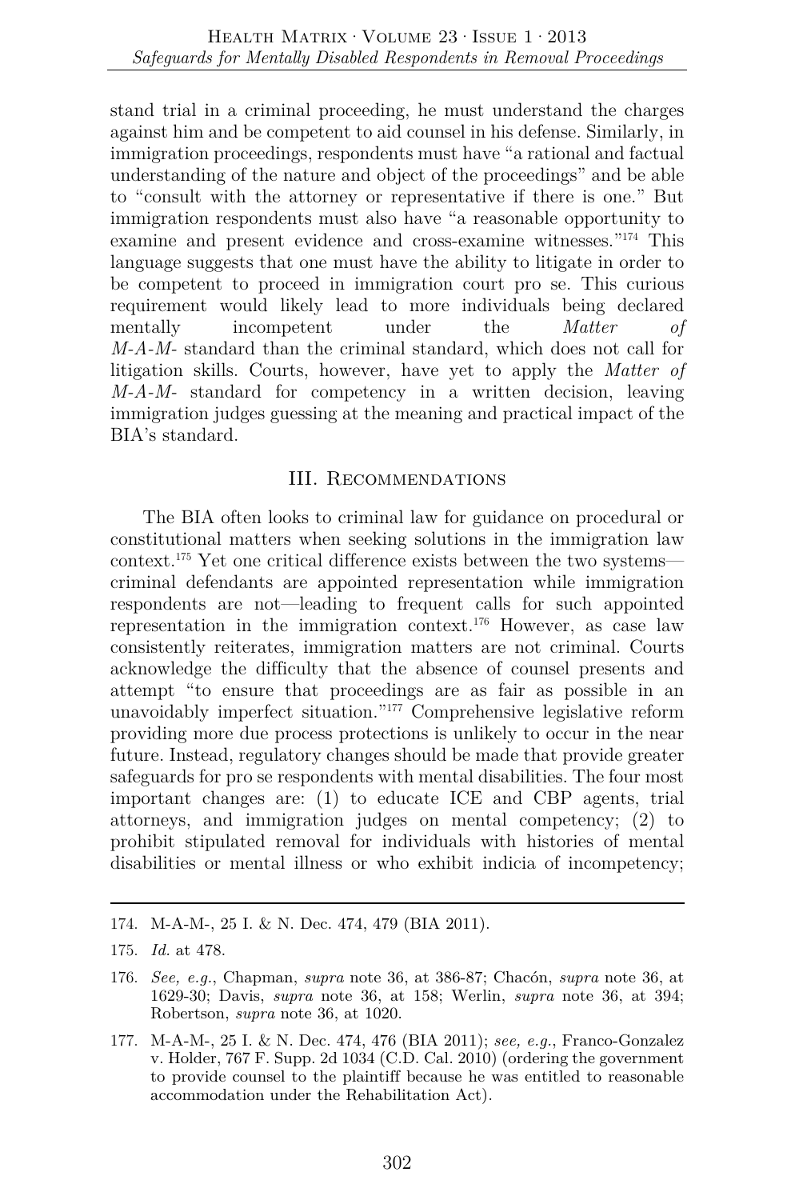stand trial in a criminal proceeding, he must understand the charges against him and be competent to aid counsel in his defense. Similarly, in immigration proceedings, respondents must have "a rational and factual understanding of the nature and object of the proceedings" and be able to "consult with the attorney or representative if there is one." But immigration respondents must also have "a reasonable opportunity to examine and present evidence and cross-examine witnesses."[174] This language suggests that one must have the ability to litigate in order to be competent to proceed in immigration court pro se. This curious requirement would likely lead to more individuals being declared mentally incompetent under the *Matter of M-A-M-* standard than the criminal standard, which does not call for litigation skills. Courts, however, have yet to apply the *Matter of M-A-M-* standard for competency in a written decision, leaving immigration judges guessing at the meaning and practical impact of the BIA's standard.

## III. Recommendations

The BIA often looks to criminal law for guidance on procedural or constitutional matters when seeking solutions in the immigration law context.[175] Yet one critical difference exists between the two systems—criminal defendants are appointed representation while immigration respondents are not—leading to frequent calls for such appointed representation in the immigration context.[176] However, as case law consistently reiterates, immigration matters are not criminal. Courts acknowledge the difficulty that the absence of counsel presents and attempt "to ensure that proceedings are as fair as possible in an unavoidably imperfect situation."[177] Comprehensive legislative reform providing more due process protections is unlikely to occur in the near future. Instead, regulatory changes should be made that provide greater safeguards for pro se respondents with mental disabilities. The four most important changes are: (1) to educate ICE and CBP agents, trial attorneys, and immigration judges on mental competency; (2) to prohibit stipulated removal for individuals with histories of mental disabilities or mental illness or who exhibit indicia of incompetency;

---

174. M-A-M-, 25 I. & N. Dec. 474, 479 (BIA 2011).

175. *Id.* at 478.

176. *See, e.g.*, Chapman, *supra* note 36, at 386-87; Chacón, *supra* note 36, at 1629-30; Davis, *supra* note 36, at 158; Werlin, *supra* note 36, at 394; Robertson, *supra* note 36, at 1020.

177. M-A-M-, 25 I. & N. Dec. 474, 476 (BIA 2011); *see, e.g.*, Franco-Gonzalez v. Holder, 767 F. Supp. 2d 1034 (C.D. Cal. 2010) (ordering the government to provide counsel to the plaintiff because he was entitled to reasonable accommodation under the Rehabilitation Act).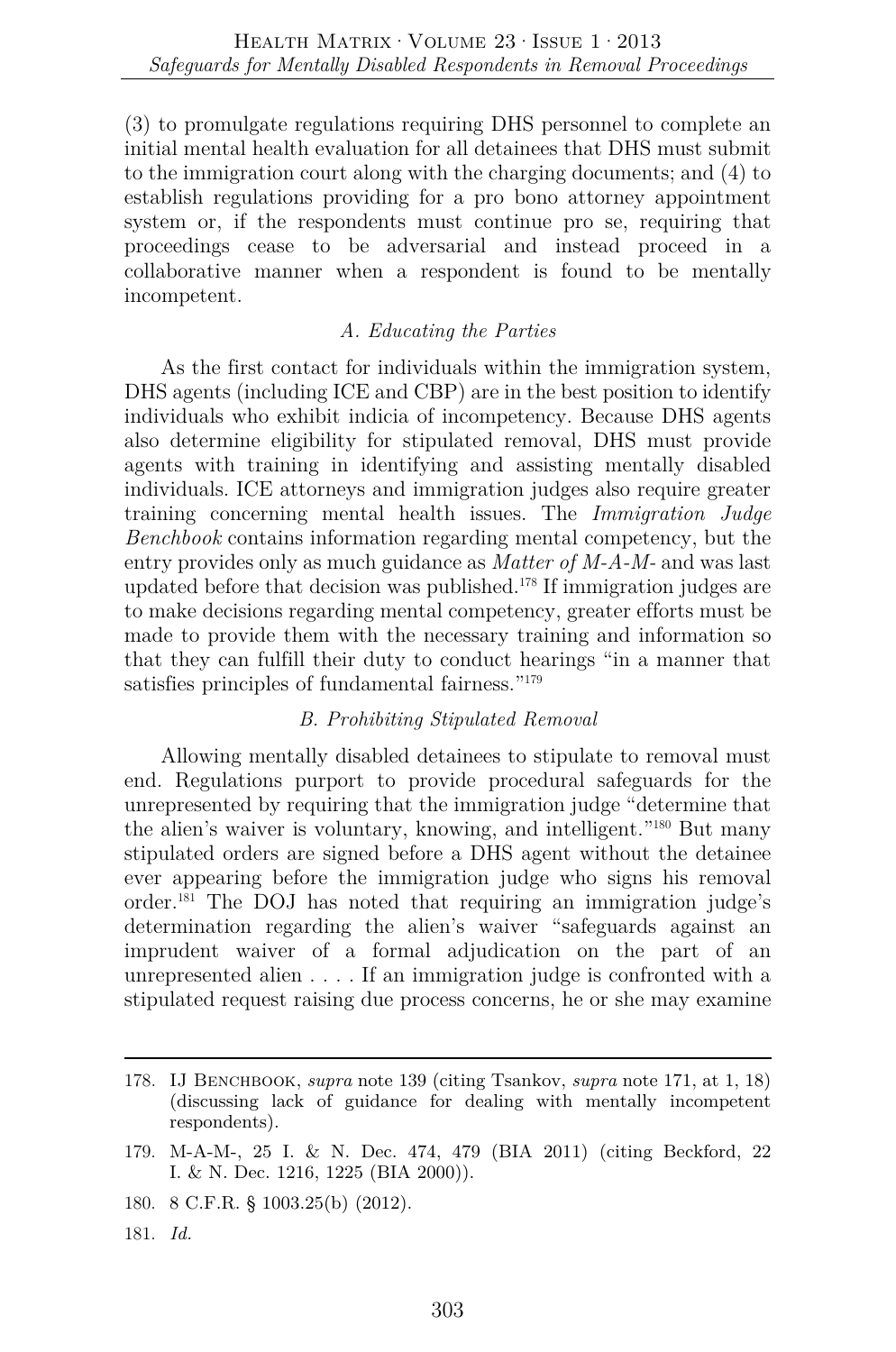(3) to promulgate regulations requiring DHS personnel to complete an initial mental health evaluation for all detainees that DHS must submit to the immigration court along with the charging documents; and (4) to establish regulations providing for a pro bono attorney appointment system or, if the respondents must continue pro se, requiring that proceedings cease to be adversarial and instead proceed in a collaborative manner when a respondent is found to be mentally incompetent.

### *A. Educating the Parties*

As the first contact for individuals within the immigration system, DHS agents (including ICE and CBP) are in the best position to identify individuals who exhibit indicia of incompetency. Because DHS agents also determine eligibility for stipulated removal, DHS must provide agents with training in identifying and assisting mentally disabled individuals. ICE attorneys and immigration judges also require greater training concerning mental health issues. The *Immigration Judge Benchbook* contains information regarding mental competency, but the entry provides only as much guidance as *Matter of M-A-M-* and was last updated before that decision was published.[178] If immigration judges are to make decisions regarding mental competency, greater efforts must be made to provide them with the necessary training and information so that they can fulfill their duty to conduct hearings "in a manner that satisfies principles of fundamental fairness."[179]

### *B. Prohibiting Stipulated Removal*

Allowing mentally disabled detainees to stipulate to removal must end. Regulations purport to provide procedural safeguards for the unrepresented by requiring that the immigration judge "determine that the alien's waiver is voluntary, knowing, and intelligent."[180] But many stipulated orders are signed before a DHS agent without the detainee ever appearing before the immigration judge who signs his removal order.[181] The DOJ has noted that requiring an immigration judge's determination regarding the alien's waiver "safeguards against an imprudent waiver of a formal adjudication on the part of an unrepresented alien . . . . If an immigration judge is confronted with a stipulated request raising due process concerns, he or she may examine

---

178. IJ BENCHBOOK, *supra* note 139 (citing Tsankov, *supra* note 171, at 1, 18) (discussing lack of guidance for dealing with mentally incompetent respondents).

179. M-A-M-, 25 I. & N. Dec. 474, 479 (BIA 2011) (citing Beckford, 22 I. & N. Dec. 1216, 1225 (BIA 2000)).

180. 8 C.F.R. § 1003.25(b) (2012).

181. *Id.*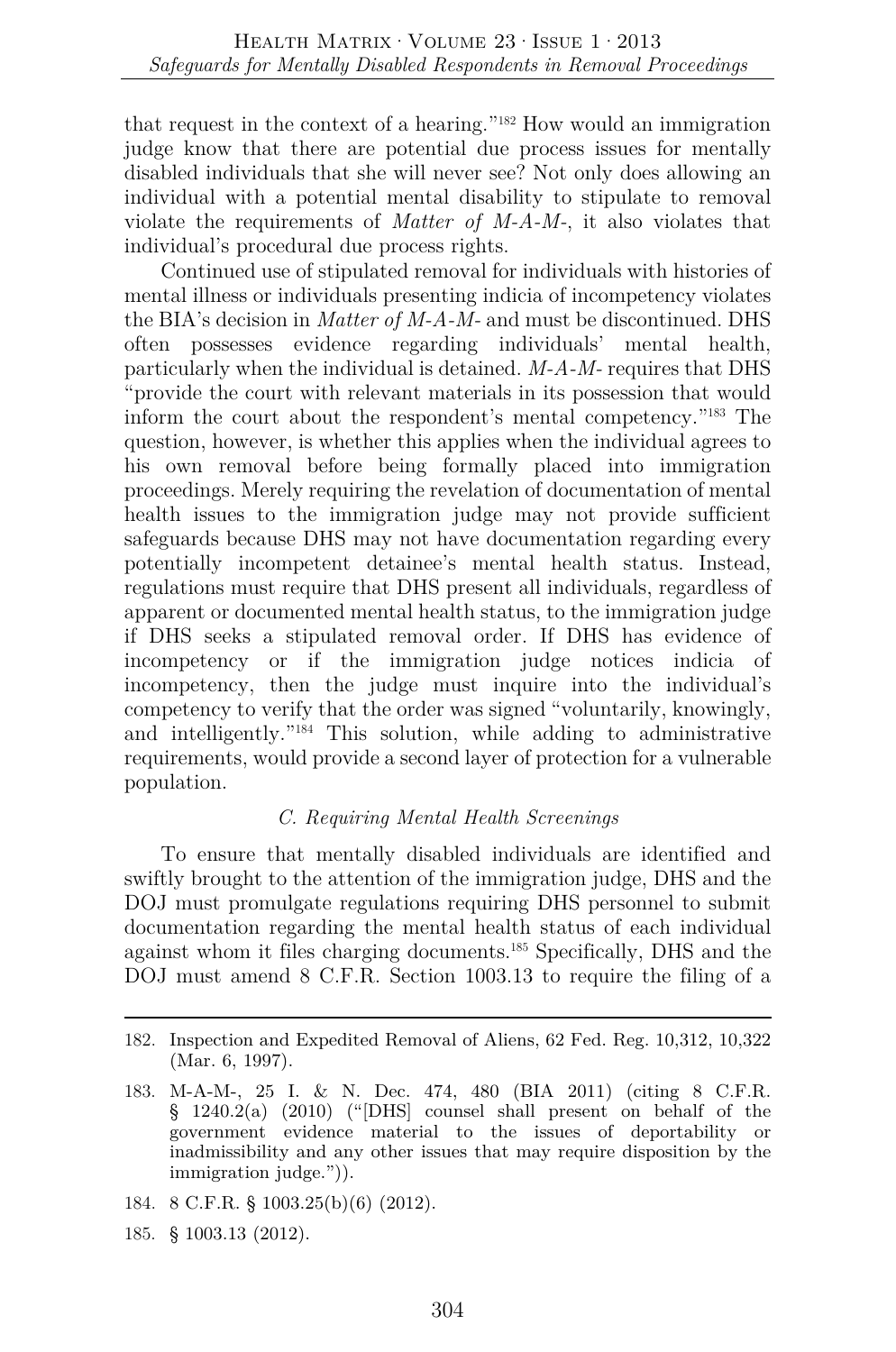that request in the context of a hearing."[182] How would an immigration judge know that there are potential due process issues for mentally disabled individuals that she will never see? Not only does allowing an individual with a potential mental disability to stipulate to removal violate the requirements of *Matter of M-A-M-*, it also violates that individual's procedural due process rights.

Continued use of stipulated removal for individuals with histories of mental illness or individuals presenting indicia of incompetency violates the BIA's decision in *Matter of M-A-M-* and must be discontinued. DHS often possesses evidence regarding individuals' mental health, particularly when the individual is detained. *M-A-M-* requires that DHS "provide the court with relevant materials in its possession that would inform the court about the respondent's mental competency."[183] The question, however, is whether this applies when the individual agrees to his own removal before being formally placed into immigration proceedings. Merely requiring the revelation of documentation of mental health issues to the immigration judge may not provide sufficient safeguards because DHS may not have documentation regarding every potentially incompetent detainee's mental health status. Instead, regulations must require that DHS present all individuals, regardless of apparent or documented mental health status, to the immigration judge if DHS seeks a stipulated removal order. If DHS has evidence of incompetency or if the immigration judge notices indicia of incompetency, then the judge must inquire into the individual's competency to verify that the order was signed "voluntarily, knowingly, and intelligently."[184] This solution, while adding to administrative requirements, would provide a second layer of protection for a vulnerable population.

### *C. Requiring Mental Health Screenings*

To ensure that mentally disabled individuals are identified and swiftly brought to the attention of the immigration judge, DHS and the DOJ must promulgate regulations requiring DHS personnel to submit documentation regarding the mental health status of each individual against whom it files charging documents.[185] Specifically, DHS and the DOJ must amend 8 C.F.R. Section 1003.13 to require the filing of a

---

182. Inspection and Expedited Removal of Aliens, 62 Fed. Reg. 10,312, 10,322 (Mar. 6, 1997).

183. M-A-M-, 25 I. & N. Dec. 474, 480 (BIA 2011) (citing 8 C.F.R. § 1240.2(a) (2010) ("[DHS] counsel shall present on behalf of the government evidence material to the issues of deportability or inadmissibility and any other issues that may require disposition by the immigration judge.")).

184. 8 C.F.R. § 1003.25(b)(6) (2012).

185. § 1003.13 (2012).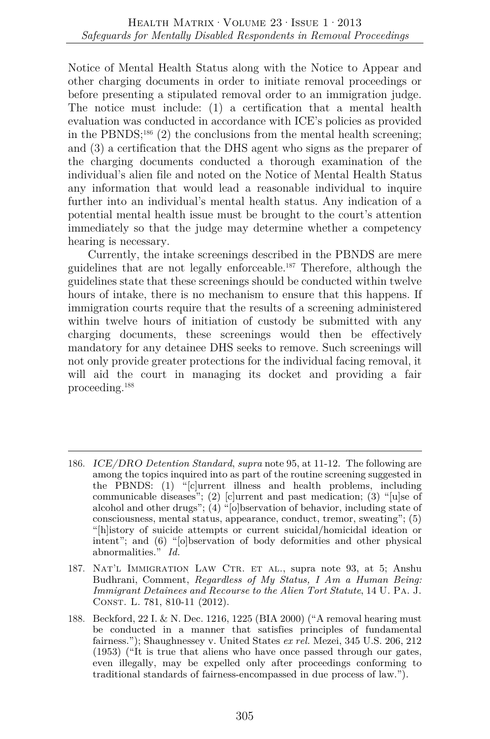Notice of Mental Health Status along with the Notice to Appear and other charging documents in order to initiate removal proceedings or before presenting a stipulated removal order to an immigration judge. The notice must include: (1) a certification that a mental health evaluation was conducted in accordance with ICE's policies as provided in the PBNDS;[186] (2) the conclusions from the mental health screening; and (3) a certification that the DHS agent who signs as the preparer of the charging documents conducted a thorough examination of the individual's alien file and noted on the Notice of Mental Health Status any information that would lead a reasonable individual to inquire further into an individual's mental health status. Any indication of a potential mental health issue must be brought to the court's attention immediately so that the judge may determine whether a competency hearing is necessary.

Currently, the intake screenings described in the PBNDS are mere guidelines that are not legally enforceable.[187] Therefore, although the guidelines state that these screenings should be conducted within twelve hours of intake, there is no mechanism to ensure that this happens. If immigration courts require that the results of a screening administered within twelve hours of initiation of custody be submitted with any charging documents, these screenings would then be effectively mandatory for any detainee DHS seeks to remove. Such screenings will not only provide greater protections for the individual facing removal, it will aid the court in managing its docket and providing a fair proceeding.[188]

---

186. *ICE/DRO Detention Standard*, *supra* note 95, at 11-12. The following are among the topics inquired into as part of the routine screening suggested in the PBNDS: (1) "[c]urrent illness and health problems, including communicable diseases"; (2) [c]urrent and past medication; (3) "[u]se of alcohol and other drugs"; (4) "[o]bservation of behavior, including state of consciousness, mental status, appearance, conduct, tremor, sweating"; (5) "[h]istory of suicide attempts or current suicidal/homicidal ideation or intent"; and (6) "[o]bservation of body deformities and other physical abnormalities." *Id.*

187. NAT'L IMMIGRATION LAW CTR. ET AL., supra note 93, at 5; Anshu Budhrani, Comment, *Regardless of My Status, I Am a Human Being: Immigrant Detainees and Recourse to the Alien Tort Statute*, 14 U. PA. J. CONST. L. 781, 810-11 (2012).

188. Beckford, 22 I. & N. Dec. 1216, 1225 (BIA 2000) ("A removal hearing must be conducted in a manner that satisfies principles of fundamental fairness."); Shaughnessey v. United States *ex rel.* Mezei, 345 U.S. 206, 212 (1953) ("It is true that aliens who have once passed through our gates, even illegally, may be expelled only after proceedings conforming to traditional standards of fairness-encompassed in due process of law.").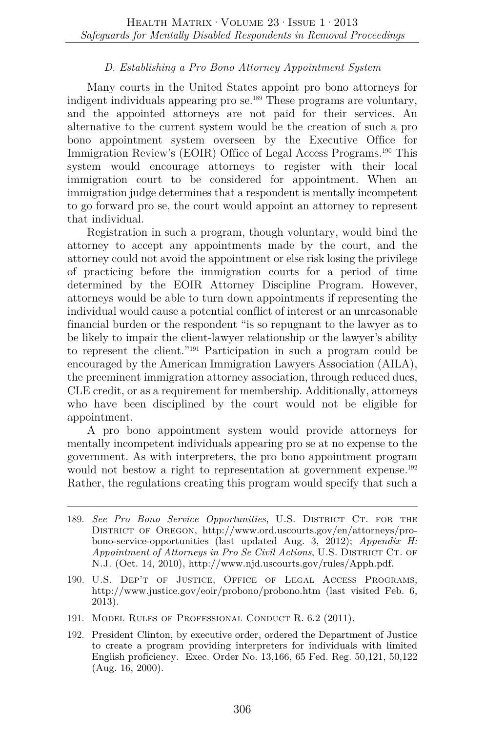### *D. Establishing a Pro Bono Attorney Appointment System*

Many courts in the United States appoint pro bono attorneys for indigent individuals appearing pro se.[189] These programs are voluntary, and the appointed attorneys are not paid for their services. An alternative to the current system would be the creation of such a pro bono appointment system overseen by the Executive Office for Immigration Review's (EOIR) Office of Legal Access Programs.[190] This system would encourage attorneys to register with their local immigration court to be considered for appointment. When an immigration judge determines that a respondent is mentally incompetent to go forward pro se, the court would appoint an attorney to represent that individual.

Registration in such a program, though voluntary, would bind the attorney to accept any appointments made by the court, and the attorney could not avoid the appointment or else risk losing the privilege of practicing before the immigration courts for a period of time determined by the EOIR Attorney Discipline Program. However, attorneys would be able to turn down appointments if representing the individual would cause a potential conflict of interest or an unreasonable financial burden or the respondent "is so repugnant to the lawyer as to be likely to impair the client-lawyer relationship or the lawyer's ability to represent the client."[191] Participation in such a program could be encouraged by the American Immigration Lawyers Association (AILA), the preeminent immigration attorney association, through reduced dues, CLE credit, or as a requirement for membership. Additionally, attorneys who have been disciplined by the court would not be eligible for appointment.

A pro bono appointment system would provide attorneys for mentally incompetent individuals appearing pro se at no expense to the government. As with interpreters, the pro bono appointment program would not bestow a right to representation at government expense.[192] Rather, the regulations creating this program would specify that such a

---

189. *See Pro Bono Service Opportunities*, U.S. District Ct. for the District of Oregon, http://www.ord.uscourts.gov/en/attorneys/pro-bono-service-opportunities (last updated Aug. 3, 2012); *Appendix H: Appointment of Attorneys in Pro Se Civil Actions*, U.S. District Ct. of N.J. (Oct. 14, 2010), http://www.njd.uscourts.gov/rules/Apph.pdf.

190. U.S. Dep't of Justice, Office of Legal Access Programs, http://www.justice.gov/eoir/probono/probono.htm (last visited Feb. 6, 2013).

191. Model Rules of Professional Conduct R. 6.2 (2011).

192. President Clinton, by executive order, ordered the Department of Justice to create a program providing interpreters for individuals with limited English proficiency. Exec. Order No. 13,166, 65 Fed. Reg. 50,121, 50,122 (Aug. 16, 2000).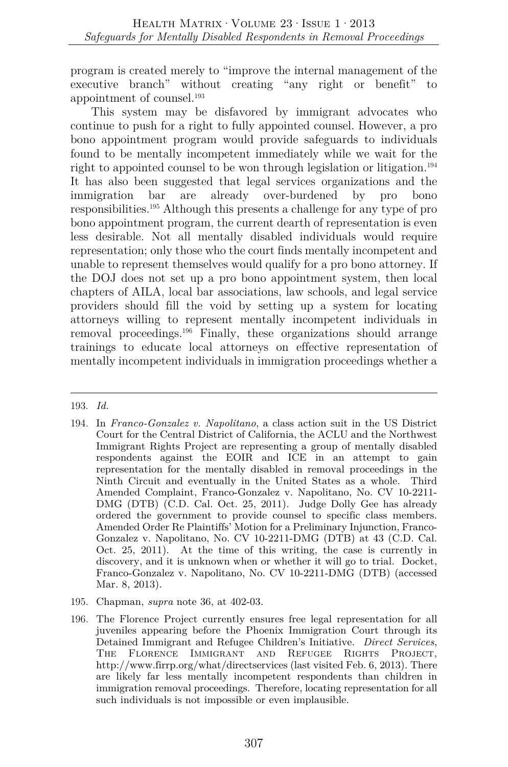program is created merely to "improve the internal management of the executive branch" without creating "any right or benefit" to appointment of counsel.[193]

This system may be disfavored by immigrant advocates who continue to push for a right to fully appointed counsel. However, a pro bono appointment program would provide safeguards to individuals found to be mentally incompetent immediately while we wait for the right to appointed counsel to be won through legislation or litigation.[194] It has also been suggested that legal services organizations and the immigration bar are already over-burdened by pro bono responsibilities.[195] Although this presents a challenge for any type of pro bono appointment program, the current dearth of representation is even less desirable. Not all mentally disabled individuals would require representation; only those who the court finds mentally incompetent and unable to represent themselves would qualify for a pro bono attorney. If the DOJ does not set up a pro bono appointment system, then local chapters of AILA, local bar associations, law schools, and legal service providers should fill the void by setting up a system for locating attorneys willing to represent mentally incompetent individuals in removal proceedings.[196] Finally, these organizations should arrange trainings to educate local attorneys on effective representation of mentally incompetent individuals in immigration proceedings whether a

---

193. *Id.*

194. In *Franco-Gonzalez v. Napolitano*, a class action suit in the US District Court for the Central District of California, the ACLU and the Northwest Immigrant Rights Project are representing a group of mentally disabled respondents against the EOIR and ICE in an attempt to gain representation for the mentally disabled in removal proceedings in the Ninth Circuit and eventually in the United States as a whole. Third Amended Complaint, Franco-Gonzalez v. Napolitano, No. CV 10-2211-DMG (DTB) (C.D. Cal. Oct. 25, 2011). Judge Dolly Gee has already ordered the government to provide counsel to specific class members. Amended Order Re Plaintiffs' Motion for a Preliminary Injunction, Franco-Gonzalez v. Napolitano, No. CV 10-2211-DMG (DTB) at 43 (C.D. Cal. Oct. 25, 2011). At the time of this writing, the case is currently in discovery, and it is unknown when or whether it will go to trial. Docket, Franco-Gonzalez v. Napolitano, No. CV 10-2211-DMG (DTB) (accessed Mar. 8, 2013).

195. Chapman, *supra* note 36, at 402-03.

196. The Florence Project currently ensures free legal representation for all juveniles appearing before the Phoenix Immigration Court through its Detained Immigrant and Refugee Children's Initiative. *Direct Services*, THE FLORENCE IMMIGRANT AND REFUGEE RIGHTS PROJECT, http://www.firrp.org/what/directservices (last visited Feb. 6, 2013). There are likely far less mentally incompetent respondents than children in immigration removal proceedings. Therefore, locating representation for all such individuals is not impossible or even implausible.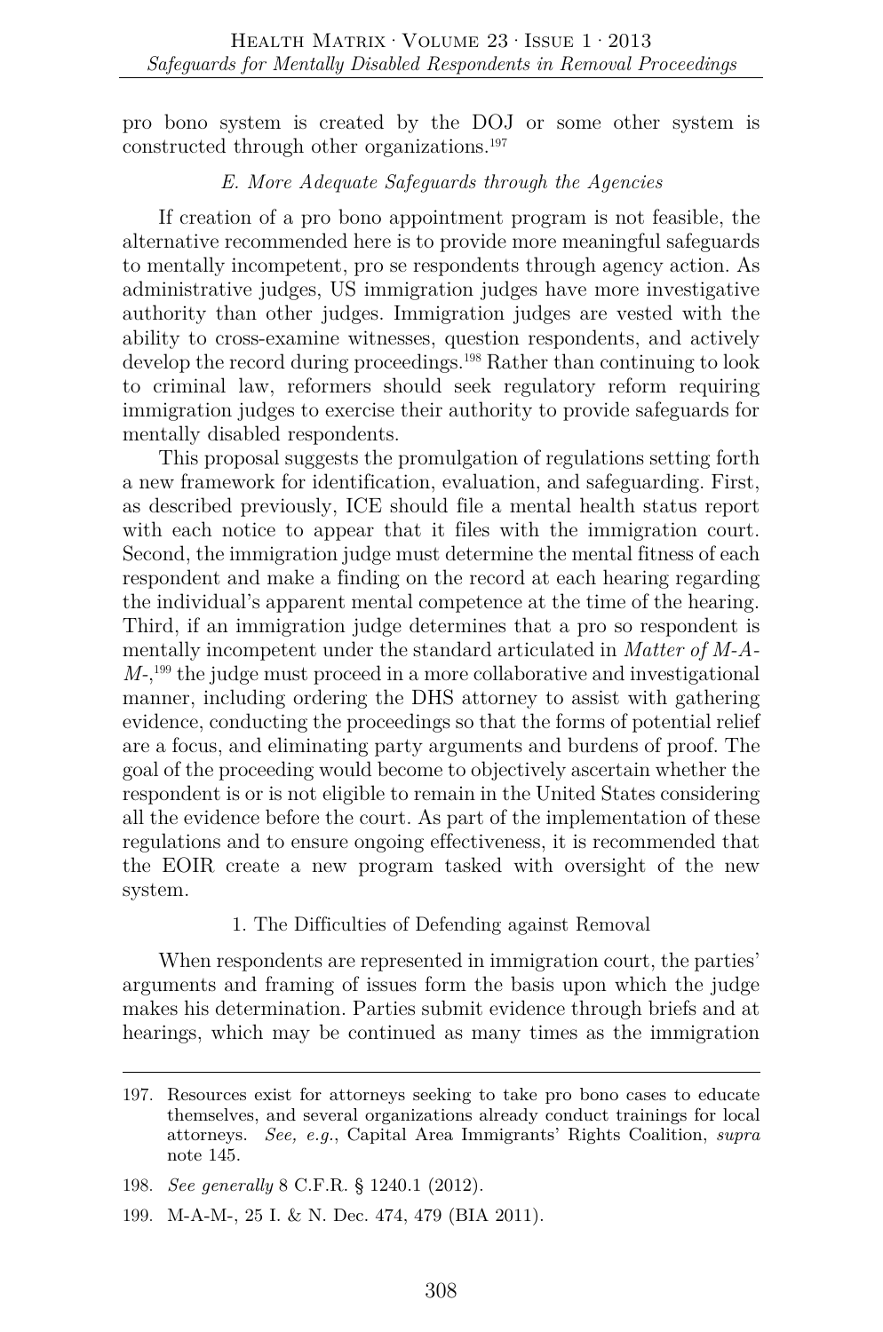pro bono system is created by the DOJ or some other system is constructed through other organizations.[197]

### *E. More Adequate Safeguards through the Agencies*

If creation of a pro bono appointment program is not feasible, the alternative recommended here is to provide more meaningful safeguards to mentally incompetent, pro se respondents through agency action. As administrative judges, US immigration judges have more investigative authority than other judges. Immigration judges are vested with the ability to cross-examine witnesses, question respondents, and actively develop the record during proceedings.[198] Rather than continuing to look to criminal law, reformers should seek regulatory reform requiring immigration judges to exercise their authority to provide safeguards for mentally disabled respondents.

This proposal suggests the promulgation of regulations setting forth a new framework for identification, evaluation, and safeguarding. First, as described previously, ICE should file a mental health status report with each notice to appear that it files with the immigration court. Second, the immigration judge must determine the mental fitness of each respondent and make a finding on the record at each hearing regarding the individual's apparent mental competence at the time of the hearing. Third, if an immigration judge determines that a pro so respondent is mentally incompetent under the standard articulated in *Matter of M-A-M-*,[199] the judge must proceed in a more collaborative and investigational manner, including ordering the DHS attorney to assist with gathering evidence, conducting the proceedings so that the forms of potential relief are a focus, and eliminating party arguments and burdens of proof. The goal of the proceeding would become to objectively ascertain whether the respondent is or is not eligible to remain in the United States considering all the evidence before the court. As part of the implementation of these regulations and to ensure ongoing effectiveness, it is recommended that the EOIR create a new program tasked with oversight of the new system.

#### 1. The Difficulties of Defending against Removal

When respondents are represented in immigration court, the parties' arguments and framing of issues form the basis upon which the judge makes his determination. Parties submit evidence through briefs and at hearings, which may be continued as many times as the immigration

---

197. Resources exist for attorneys seeking to take pro bono cases to educate themselves, and several organizations already conduct trainings for local attorneys. *See, e.g.*, Capital Area Immigrants' Rights Coalition, *supra* note 145.

198. *See generally* 8 C.F.R. § 1240.1 (2012).

199. M-A-M-, 25 I. & N. Dec. 474, 479 (BIA 2011).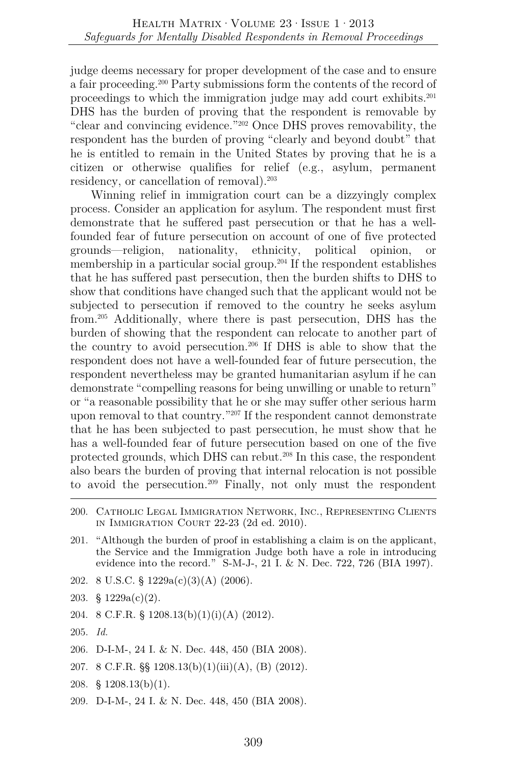judge deems necessary for proper development of the case and to ensure a fair proceeding.[200] Party submissions form the contents of the record of proceedings to which the immigration judge may add court exhibits.[201] DHS has the burden of proving that the respondent is removable by "clear and convincing evidence."[202] Once DHS proves removability, the respondent has the burden of proving "clearly and beyond doubt" that he is entitled to remain in the United States by proving that he is a citizen or otherwise qualifies for relief (e.g., asylum, permanent residency, or cancellation of removal).[203]

Winning relief in immigration court can be a dizzyingly complex process. Consider an application for asylum. The respondent must first demonstrate that he suffered past persecution or that he has a well-founded fear of future persecution on account of one of five protected grounds—religion, nationality, ethnicity, political opinion, or membership in a particular social group.[204] If the respondent establishes that he has suffered past persecution, then the burden shifts to DHS to show that conditions have changed such that the applicant would not be subjected to persecution if removed to the country he seeks asylum from.[205] Additionally, where there is past persecution, DHS has the burden of showing that the respondent can relocate to another part of the country to avoid persecution.[206] If DHS is able to show that the respondent does not have a well-founded fear of future persecution, the respondent nevertheless may be granted humanitarian asylum if he can demonstrate "compelling reasons for being unwilling or unable to return" or "a reasonable possibility that he or she may suffer other serious harm upon removal to that country."[207] If the respondent cannot demonstrate that he has been subjected to past persecution, he must show that he has a well-founded fear of future persecution based on one of the five protected grounds, which DHS can rebut.[208] In this case, the respondent also bears the burden of proving that internal relocation is not possible to avoid the persecution.[209] Finally, not only must the respondent

---

200. Catholic Legal Immigration Network, Inc., Representing Clients in Immigration Court 22-23 (2d ed. 2010).

201. "Although the burden of proof in establishing a claim is on the applicant, the Service and the Immigration Judge both have a role in introducing evidence into the record." S-M-J-, 21 I. & N. Dec. 722, 726 (BIA 1997).

202. 8 U.S.C. § 1229a(c)(3)(A) (2006).

203. § 1229a(c)(2).

204. 8 C.F.R. § 1208.13(b)(1)(i)(A) (2012).

205. *Id.*

206. D-I-M-, 24 I. & N. Dec. 448, 450 (BIA 2008).

207. 8 C.F.R. §§ 1208.13(b)(1)(iii)(A), (B) (2012).

208. § 1208.13(b)(1).

209. D-I-M-, 24 I. & N. Dec. 448, 450 (BIA 2008).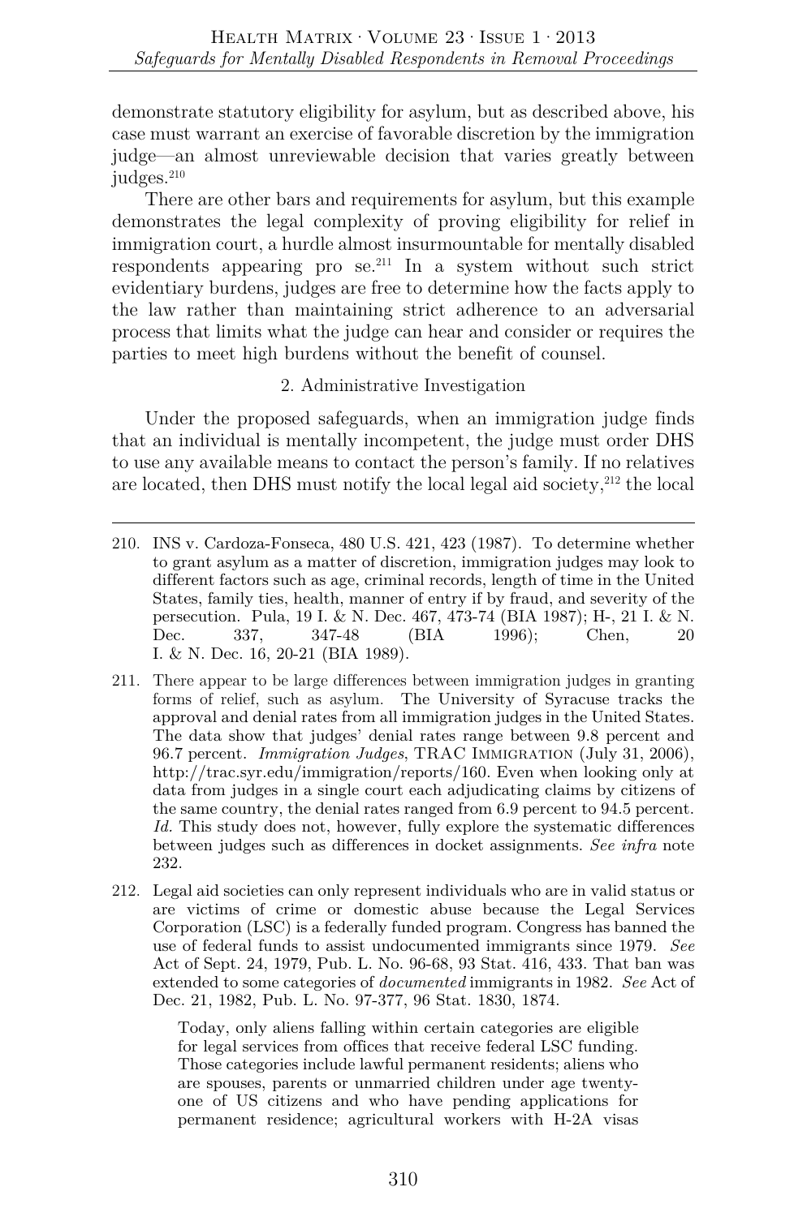demonstrate statutory eligibility for asylum, but as described above, his case must warrant an exercise of favorable discretion by the immigration judge—an almost unreviewable decision that varies greatly between judges.[210]

There are other bars and requirements for asylum, but this example demonstrates the legal complexity of proving eligibility for relief in immigration court, a hurdle almost insurmountable for mentally disabled respondents appearing pro se.[211] In a system without such strict evidentiary burdens, judges are free to determine how the facts apply to the law rather than maintaining strict adherence to an adversarial process that limits what the judge can hear and consider or requires the parties to meet high burdens without the benefit of counsel.

### 2. Administrative Investigation

Under the proposed safeguards, when an immigration judge finds that an individual is mentally incompetent, the judge must order DHS to use any available means to contact the person's family. If no relatives are located, then DHS must notify the local legal aid society,[212] the local

---

210. INS v. Cardoza-Fonseca, 480 U.S. 421, 423 (1987). To determine whether to grant asylum as a matter of discretion, immigration judges may look to different factors such as age, criminal records, length of time in the United States, family ties, health, manner of entry if by fraud, and severity of the persecution. Pula, 19 I. & N. Dec. 467, 473-74 (BIA 1987); H-, 21 I. & N. Dec. 337, 347-48 (BIA 1996); Chen, 20 I. & N. Dec. 16, 20-21 (BIA 1989).

211. There appear to be large differences between immigration judges in granting forms of relief, such as asylum. The University of Syracuse tracks the approval and denial rates from all immigration judges in the United States. The data show that judges' denial rates range between 9.8 percent and 96.7 percent. *Immigration Judges*, TRAC IMMIGRATION (July 31, 2006), http://trac.syr.edu/immigration/reports/160. Even when looking only at data from judges in a single court each adjudicating claims by citizens of the same country, the denial rates ranged from 6.9 percent to 94.5 percent. *Id.* This study does not, however, fully explore the systematic differences between judges such as differences in docket assignments. *See infra* note 232.

212. Legal aid societies can only represent individuals who are in valid status or are victims of crime or domestic abuse because the Legal Services Corporation (LSC) is a federally funded program. Congress has banned the use of federal funds to assist undocumented immigrants since 1979. *See* Act of Sept. 24, 1979, Pub. L. No. 96-68, 93 Stat. 416, 433. That ban was extended to some categories of *documented* immigrants in 1982. *See* Act of Dec. 21, 1982, Pub. L. No. 97-377, 96 Stat. 1830, 1874.

> Today, only aliens falling within certain categories are eligible for legal services from offices that receive federal LSC funding. Those categories include lawful permanent residents; aliens who are spouses, parents or unmarried children under age twenty-one of US citizens and who have pending applications for permanent residence; agricultural workers with H-2A visas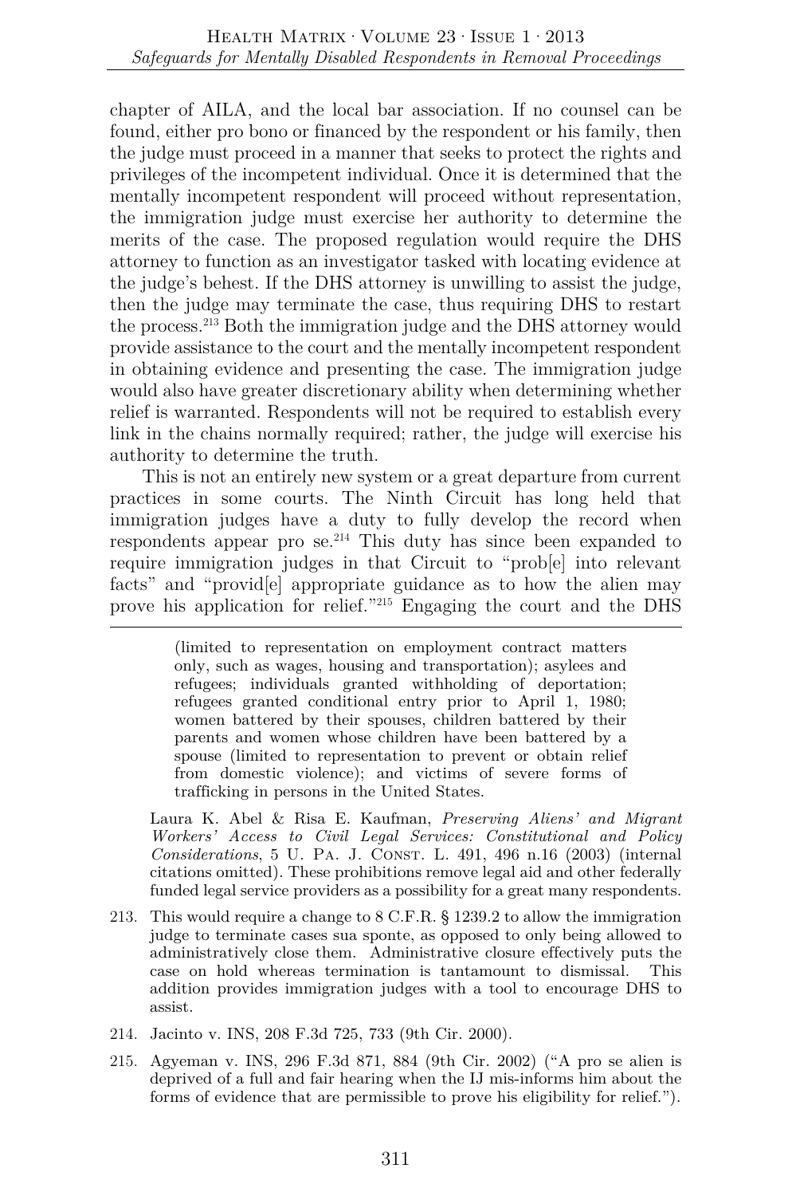chapter of AILA, and the local bar association. If no counsel can be found, either pro bono or financed by the respondent or his family, then the judge must proceed in a manner that seeks to protect the rights and privileges of the incompetent individual. Once it is determined that the mentally incompetent respondent will proceed without representation, the immigration judge must exercise her authority to determine the merits of the case. The proposed regulation would require the DHS attorney to function as an investigator tasked with locating evidence at the judge's behest. If the DHS attorney is unwilling to assist the judge, then the judge may terminate the case, thus requiring DHS to restart the process.[213] Both the immigration judge and the DHS attorney would provide assistance to the court and the mentally incompetent respondent in obtaining evidence and presenting the case. The immigration judge would also have greater discretionary ability when determining whether relief is warranted. Respondents will not be required to establish every link in the chains normally required; rather, the judge will exercise his authority to determine the truth.

This is not an entirely new system or a great departure from current practices in some courts. The Ninth Circuit has long held that immigration judges have a duty to fully develop the record when respondents appear pro se.[214] This duty has since been expanded to require immigration judges in that Circuit to "prob[e] into relevant facts" and "provid[e] appropriate guidance as to how the alien may prove his application for relief."[215] Engaging the court and the DHS

---

> (limited to representation on employment contract matters only, such as wages, housing and transportation); asylees and refugees; individuals granted withholding of deportation; refugees granted conditional entry prior to April 1, 1980; women battered by their spouses, children battered by their parents and women whose children have been battered by a spouse (limited to representation to prevent or obtain relief from domestic violence); and victims of severe forms of trafficking in persons in the United States.

Laura K. Abel & Risa E. Kaufman, *Preserving Aliens' and Migrant Workers' Access to Civil Legal Services: Constitutional and Policy Considerations*, 5 U. Pa. J. Const. L. 491, 496 n.16 (2003) (internal citations omitted). These prohibitions remove legal aid and other federally funded legal service providers as a possibility for a great many respondents.

213. This would require a change to 8 C.F.R. § 1239.2 to allow the immigration judge to terminate cases sua sponte, as opposed to only being allowed to administratively close them. Administrative closure effectively puts the case on hold whereas termination is tantamount to dismissal. This addition provides immigration judges with a tool to encourage DHS to assist.

214. Jacinto v. INS, 208 F.3d 725, 733 (9th Cir. 2000).

215. Agyeman v. INS, 296 F.3d 871, 884 (9th Cir. 2002) ("A pro se alien is deprived of a full and fair hearing when the IJ mis-informs him about the forms of evidence that are permissible to prove his eligibility for relief.").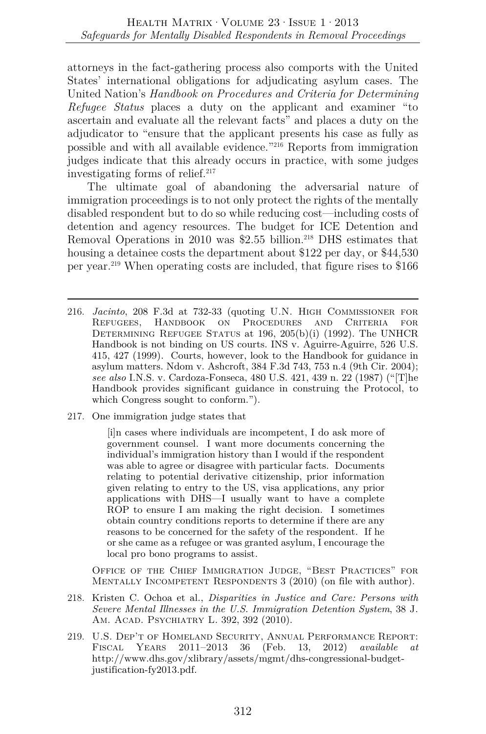attorneys in the fact-gathering process also comports with the United States' international obligations for adjudicating asylum cases. The United Nation's *Handbook on Procedures and Criteria for Determining Refugee Status* places a duty on the applicant and examiner "to ascertain and evaluate all the relevant facts" and places a duty on the adjudicator to "ensure that the applicant presents his case as fully as possible and with all available evidence."[216] Reports from immigration judges indicate that this already occurs in practice, with some judges investigating forms of relief.[217]

The ultimate goal of abandoning the adversarial nature of immigration proceedings is to not only protect the rights of the mentally disabled respondent but to do so while reducing cost—including costs of detention and agency resources. The budget for ICE Detention and Removal Operations in 2010 was $2.55 billion.[218] DHS estimates that housing a detainee costs the department about $122 per day, or $44,530 per year.[219] When operating costs are included, that figure rises to $166

---

216. *Jacinto*, 208 F.3d at 732-33 (quoting U.N. HIGH COMMISSIONER FOR REFUGEES, HANDBOOK ON PROCEDURES AND CRITERIA FOR DETERMINING REFUGEE STATUS at 196, 205(b)(i) (1992). The UNHCR Handbook is not binding on US courts. INS v. Aguirre-Aguirre, 526 U.S. 415, 427 (1999). Courts, however, look to the Handbook for guidance in asylum matters. Ndom v. Ashcroft, 384 F.3d 743, 753 n.4 (9th Cir. 2004); *see also* I.N.S. v. Cardoza-Fonseca, 480 U.S. 421, 439 n. 22 (1987) ("[T]he Handbook provides significant guidance in construing the Protocol, to which Congress sought to conform.").

217. One immigration judge states that

> [i]n cases where individuals are incompetent, I do ask more of government counsel. I want more documents concerning the individual's immigration history than I would if the respondent was able to agree or disagree with particular facts. Documents relating to potential derivative citizenship, prior information given relating to entry to the US, visa applications, any prior applications with DHS—I usually want to have a complete ROP to ensure I am making the right decision. I sometimes obtain country conditions reports to determine if there are any reasons to be concerned for the safety of the respondent. If he or she came as a refugee or was granted asylum, I encourage the local pro bono programs to assist.

OFFICE OF THE CHIEF IMMIGRATION JUDGE, "BEST PRACTICES" FOR MENTALLY INCOMPETENT RESPONDENTS 3 (2010) (on file with author).

218. Kristen C. Ochoa et al., *Disparities in Justice and Care: Persons with Severe Mental Illnesses in the U.S. Immigration Detention System*, 38 J. AM. ACAD. PSYCHIATRY L. 392, 392 (2010).

219. U.S. DEP'T OF HOMELAND SECURITY, ANNUAL PERFORMANCE REPORT: FISCAL YEARS 2011–2013 36 (Feb. 13, 2012) *available at* http://www.dhs.gov/xlibrary/assets/mgmt/dhs-congressional-budget-justification-fy2013.pdf.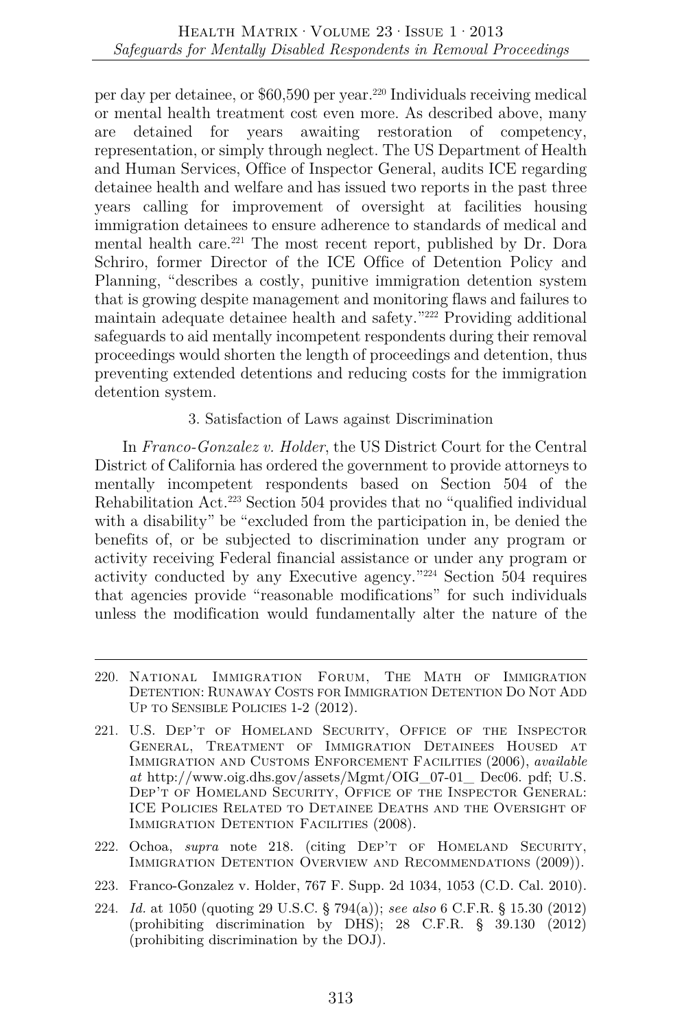per day per detainee, or $60,590 per year.[220] Individuals receiving medical or mental health treatment cost even more. As described above, many are detained for years awaiting restoration of competency, representation, or simply through neglect. The US Department of Health and Human Services, Office of Inspector General, audits ICE regarding detainee health and welfare and has issued two reports in the past three years calling for improvement of oversight at facilities housing immigration detainees to ensure adherence to standards of medical and mental health care.[221] The most recent report, published by Dr. Dora Schriro, former Director of the ICE Office of Detention Policy and Planning, "describes a costly, punitive immigration detention system that is growing despite management and monitoring flaws and failures to maintain adequate detainee health and safety."[222] Providing additional safeguards to aid mentally incompetent respondents during their removal proceedings would shorten the length of proceedings and detention, thus preventing extended detentions and reducing costs for the immigration detention system.

#### 3. Satisfaction of Laws against Discrimination

In *Franco-Gonzalez v. Holder*, the US District Court for the Central District of California has ordered the government to provide attorneys to mentally incompetent respondents based on Section 504 of the Rehabilitation Act.[223] Section 504 provides that no "qualified individual with a disability" be "excluded from the participation in, be denied the benefits of, or be subjected to discrimination under any program or activity receiving Federal financial assistance or under any program or activity conducted by any Executive agency."[224] Section 504 requires that agencies provide "reasonable modifications" for such individuals unless the modification would fundamentally alter the nature of the

---

220. National Immigration Forum, The Math of Immigration Detention: Runaway Costs for Immigration Detention Do Not Add Up to Sensible Policies 1-2 (2012).

221. U.S. Dep't of Homeland Security, Office of the Inspector General, Treatment of Immigration Detainees Housed at Immigration and Customs Enforcement Facilities (2006), *available at* http://www.oig.dhs.gov/assets/Mgmt/OIG_07-01_ Dec06. pdf; U.S. Dep't of Homeland Security, Office of the Inspector General: ICE Policies Related to Detainee Deaths and the Oversight of Immigration Detention Facilities (2008).

222. Ochoa, *supra* note 218. (citing Dep't of Homeland Security, Immigration Detention Overview and Recommendations (2009)).

223. Franco-Gonzalez v. Holder, 767 F. Supp. 2d 1034, 1053 (C.D. Cal. 2010).

224. *Id.* at 1050 (quoting 29 U.S.C. § 794(a)); *see also* 6 C.F.R. § 15.30 (2012) (prohibiting discrimination by DHS); 28 C.F.R. § 39.130 (2012) (prohibiting discrimination by the DOJ).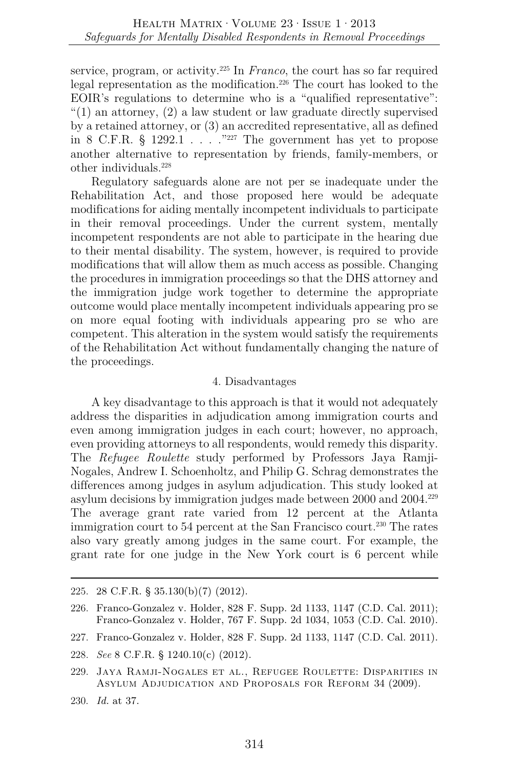service, program, or activity.[225] In *Franco*, the court has so far required legal representation as the modification.[226] The court has looked to the EOIR's regulations to determine who is a "qualified representative": "(1) an attorney, (2) a law student or law graduate directly supervised by a retained attorney, or (3) an accredited representative, all as defined in 8 C.F.R. § 1292.1 . . . ."[227] The government has yet to propose another alternative to representation by friends, family-members, or other individuals.[228]

Regulatory safeguards alone are not per se inadequate under the Rehabilitation Act, and those proposed here would be adequate modifications for aiding mentally incompetent individuals to participate in their removal proceedings. Under the current system, mentally incompetent respondents are not able to participate in the hearing due to their mental disability. The system, however, is required to provide modifications that will allow them as much access as possible. Changing the procedures in immigration proceedings so that the DHS attorney and the immigration judge work together to determine the appropriate outcome would place mentally incompetent individuals appearing pro se on more equal footing with individuals appearing pro se who are competent. This alteration in the system would satisfy the requirements of the Rehabilitation Act without fundamentally changing the nature of the proceedings.

#### 4. Disadvantages

A key disadvantage to this approach is that it would not adequately address the disparities in adjudication among immigration courts and even among immigration judges in each court; however, no approach, even providing attorneys to all respondents, would remedy this disparity. The *Refugee Roulette* study performed by Professors Jaya Ramji-Nogales, Andrew I. Schoenholtz, and Philip G. Schrag demonstrates the differences among judges in asylum adjudication. This study looked at asylum decisions by immigration judges made between 2000 and 2004.[229] The average grant rate varied from 12 percent at the Atlanta immigration court to 54 percent at the San Francisco court.[230] The rates also vary greatly among judges in the same court. For example, the grant rate for one judge in the New York court is 6 percent while

---

225. 28 C.F.R. § 35.130(b)(7) (2012).

226. Franco-Gonzalez v. Holder, 828 F. Supp. 2d 1133, 1147 (C.D. Cal. 2011); Franco-Gonzalez v. Holder, 767 F. Supp. 2d 1034, 1053 (C.D. Cal. 2010).

227. Franco-Gonzalez v. Holder, 828 F. Supp. 2d 1133, 1147 (C.D. Cal. 2011).

228. *See* 8 C.F.R. § 1240.10(c) (2012).

229. Jaya Ramji-Nogales et al., Refugee Roulette: Disparities in Asylum Adjudication and Proposals for Reform 34 (2009).

230. *Id.* at 37.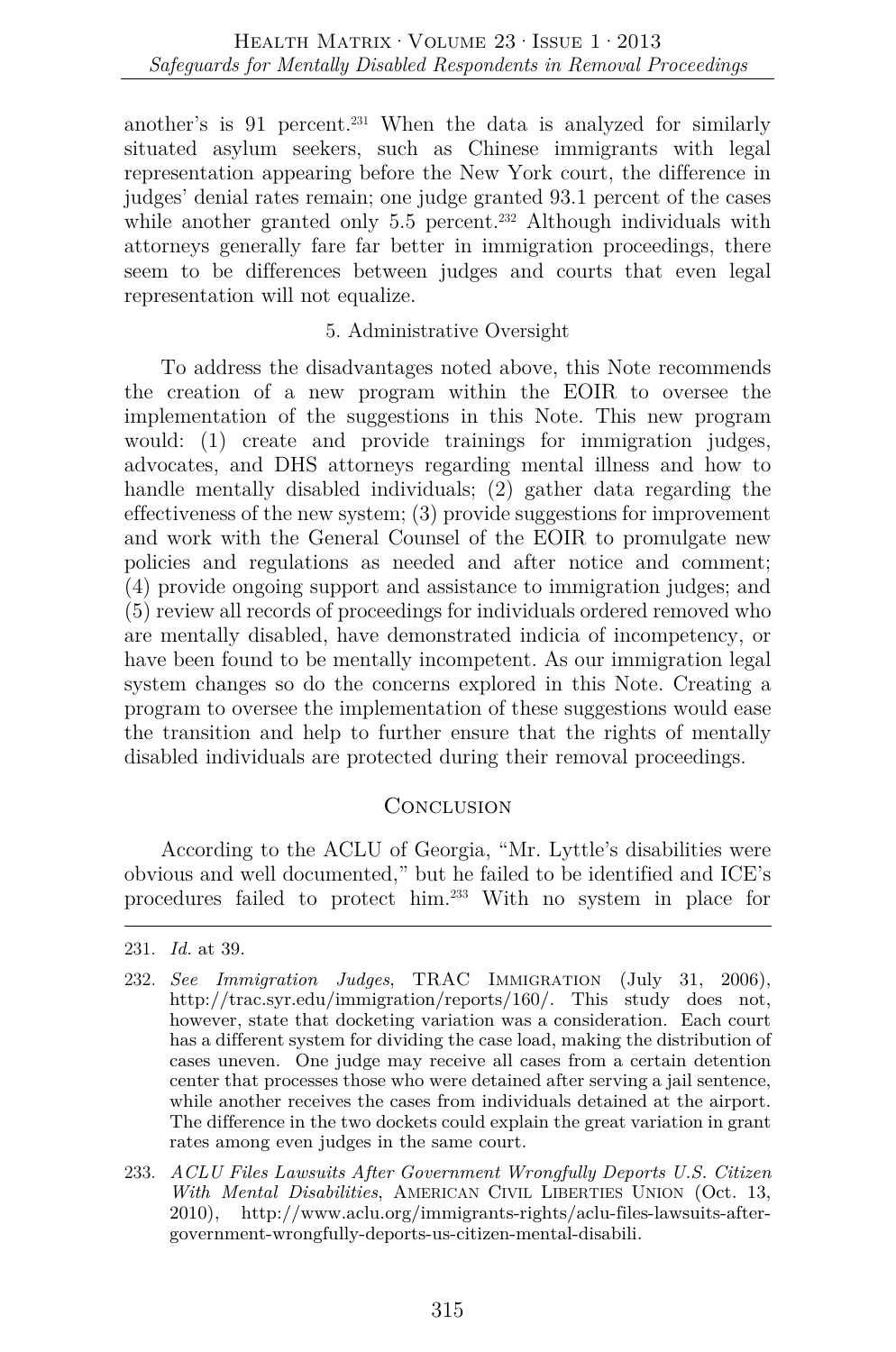another's is 91 percent.[231] When the data is analyzed for similarly situated asylum seekers, such as Chinese immigrants with legal representation appearing before the New York court, the difference in judges' denial rates remain; one judge granted 93.1 percent of the cases while another granted only 5.5 percent.[232] Although individuals with attorneys generally fare far better in immigration proceedings, there seem to be differences between judges and courts that even legal representation will not equalize.

#### 5. Administrative Oversight

To address the disadvantages noted above, this Note recommends the creation of a new program within the EOIR to oversee the implementation of the suggestions in this Note. This new program would: (1) create and provide trainings for immigration judges, advocates, and DHS attorneys regarding mental illness and how to handle mentally disabled individuals; (2) gather data regarding the effectiveness of the new system; (3) provide suggestions for improvement and work with the General Counsel of the EOIR to promulgate new policies and regulations as needed and after notice and comment; (4) provide ongoing support and assistance to immigration judges; and (5) review all records of proceedings for individuals ordered removed who are mentally disabled, have demonstrated indicia of incompetency, or have been found to be mentally incompetent. As our immigration legal system changes so do the concerns explored in this Note. Creating a program to oversee the implementation of these suggestions would ease the transition and help to further ensure that the rights of mentally disabled individuals are protected during their removal proceedings.

## Conclusion

According to the ACLU of Georgia, "Mr. Lyttle's disabilities were obvious and well documented," but he failed to be identified and ICE's procedures failed to protect him.[233] With no system in place for

---

231. *Id.* at 39.

232. *See Immigration Judges*, TRAC IMMIGRATION (July 31, 2006), http://trac.syr.edu/immigration/reports/160/. This study does not, however, state that docketing variation was a consideration. Each court has a different system for dividing the case load, making the distribution of cases uneven. One judge may receive all cases from a certain detention center that processes those who were detained after serving a jail sentence, while another receives the cases from individuals detained at the airport. The difference in the two dockets could explain the great variation in grant rates among even judges in the same court.

233. *ACLU Files Lawsuits After Government Wrongfully Deports U.S. Citizen With Mental Disabilities*, AMERICAN CIVIL LIBERTIES UNION (Oct. 13, 2010), http://www.aclu.org/immigrants-rights/aclu-files-lawsuits-after-government-wrongfully-deports-us-citizen-mental-disabili.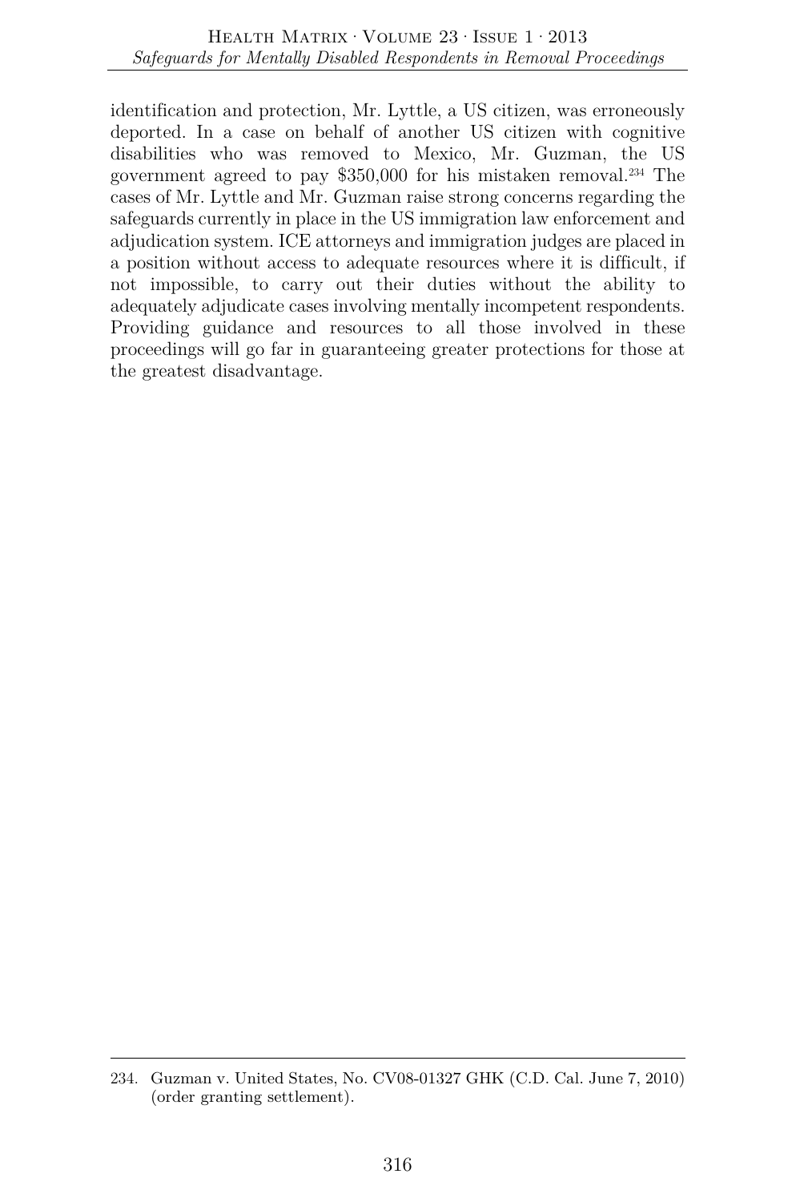identification and protection, Mr. Lyttle, a US citizen, was erroneously deported. In a case on behalf of another US citizen with cognitive disabilities who was removed to Mexico, Mr. Guzman, the US government agreed to pay $350,000 for his mistaken removal.[234] The cases of Mr. Lyttle and Mr. Guzman raise strong concerns regarding the safeguards currently in place in the US immigration law enforcement and adjudication system. ICE attorneys and immigration judges are placed in a position without access to adequate resources where it is difficult, if not impossible, to carry out their duties without the ability to adequately adjudicate cases involving mentally incompetent respondents. Providing guidance and resources to all those involved in these proceedings will go far in guaranteeing greater protections for those at the greatest disadvantage.

---

234. Guzman v. United States, No. CV08-01327 GHK (C.D. Cal. June 7, 2010) (order granting settlement).